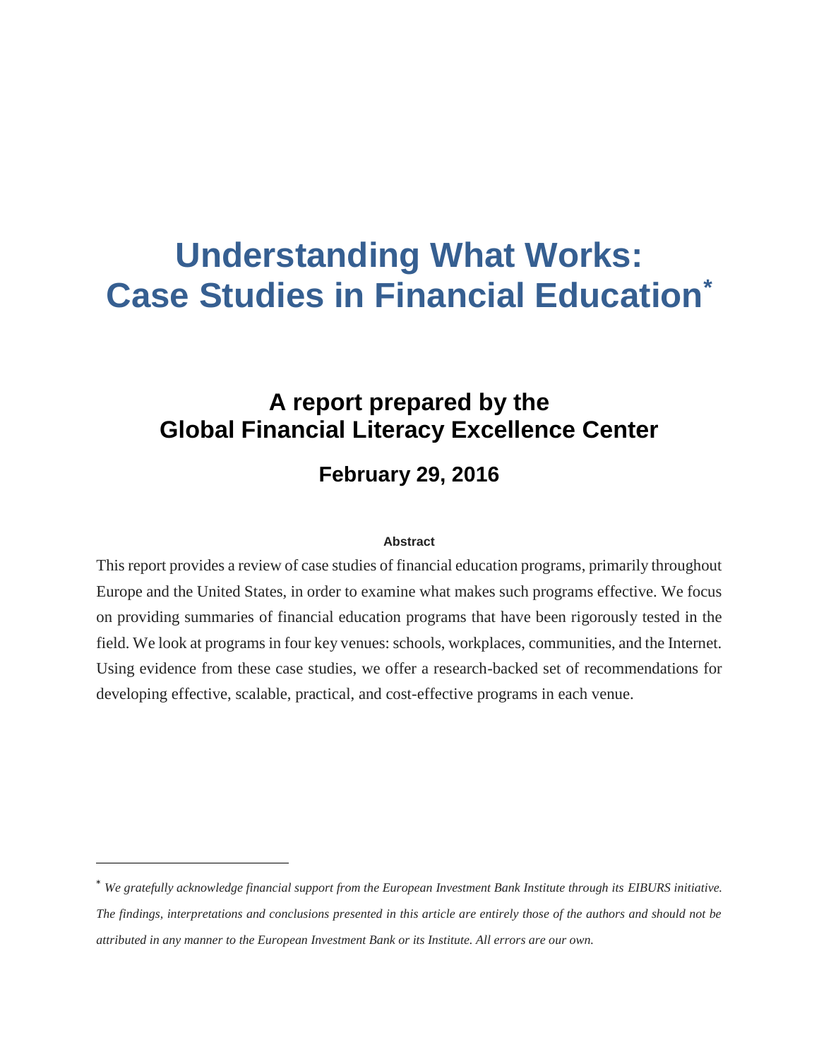# Understanding What Works: Case Studies in Financial Education*

## A report prepared by the Global Financial Literacy Excellence Center

### February 29, 2016

**Abstract**

This report provides a review of case studies of financial education programs, primarily throughout Europe and the United States, in order to examine what makes such programs effective. We focus on providing summaries of financial education programs that have been rigorously tested in the field. We look at programs in four key venues: schools, workplaces, communities, and the Internet. Using evidence from these case studies, we offer a research-backed set of recommendations for developing effective, scalable, practical, and cost-effective programs in each venue.

---

\* *We gratefully acknowledge financial support from the European Investment Bank Institute through its EIBURS initiative. The findings, interpretations and conclusions presented in this article are entirely those of the authors and should not be attributed in any manner to the European Investment Bank or its Institute. All errors are our own.*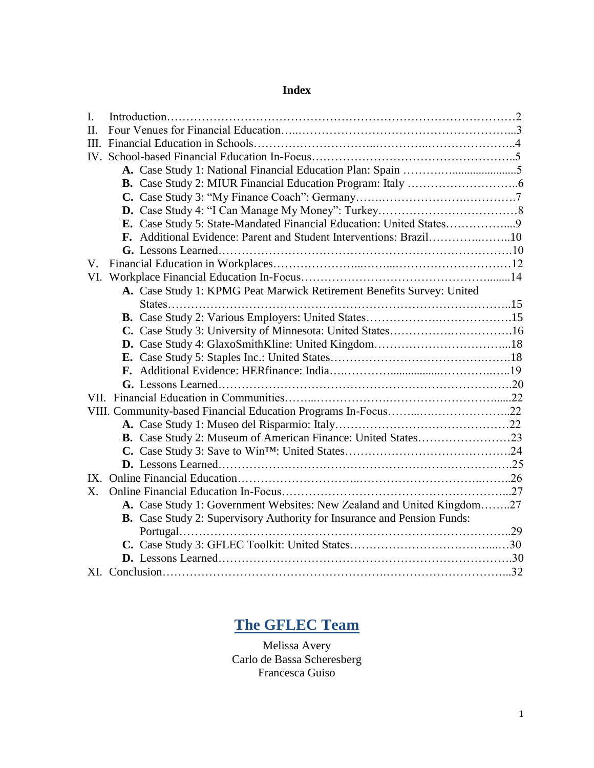# Index

I. Introduction……………………………………………………………………………2

II. Four Venues for Financial Education…..…………………………………………………...3

III. Financial Education in Schools……………………..………..………………….4

IV. School-based Financial Education In-Focus……………………………………………..5

- **A.** Case Study 1: National Financial Education Plan: Spain ……….….....................5
- **B.** Case Study 2: MIUR Financial Education Program: Italy ………………………..6
- **C.** Case Study 3: "My Finance Coach": Germany…….…………………….…………7
- **D.** Case Study 4: "I Can Manage My Money": Turkey………………………………8
- **E.** Case Study 5: State-Mandated Financial Education: United States……………....9
- **F.** Additional Evidence: Parent and Student Interventions: Brazil…………..……..10
- **G.** Lessons Learned……………………………………………………………………10

V. Financial Education in Workplaces…………………...……...…………………………12

VI. Workplace Financial Education In-Focus…………………………………………........14

- **A.** Case Study 1: KPMG Peat Marwick Retirement Benefits Survey: United States………………………………………………………………………………..15
- **B.** Case Study 2: Various Employers: United States………………..………………15
- **C.** Case Study 3: University of Minnesota: United States……………….……………16
- **D.** Case Study 4: GlaxoSmithKline: United Kingdom……………………………...18
- **E.** Case Study 5: Staples Inc.: United States…………………………………….…..18
- **F.** Additional Evidence: HERfinance: India….………….................…………..…..19
- **G.** Lessons Learned…………………………………………………………………….20

VII. Financial Education in Communities……...……………….……………………….......22

VIII. Community-based Financial Education Programs In-Focus……...….………………..22

- **A.** Case Study 1: Museo del Risparmio: Italy……………………………….………22
- **B.** Case Study 2: Museum of American Finance: United States……………………23
- **C.** Case Study 3: Save to Win™: United States…………………………………….24
- **D.** Lessons Learned……………………………………………………………………25

IX. Online Financial Education…………………………...……………………………...……26

X. Online Financial Education In-Focus………………………………………………...27

- **A.** Case Study 1: Government Websites: New Zealand and United Kingdom……..27
- **B.** Case Study 2: Supervisory Authority for Insurance and Pension Funds: Portugal…………………………………………………………………………..29
- **C.** Case Study 3: GFLEC Toolkit: United States……………………………….....…30
- **D.** Lessons Learned……………………………………………………………………30

XI. Conclusion……………………………………………….……………………………...32

## The GFLEC Team

Melissa Avery
Carlo de Bassa Scheresberg
Francesca Guiso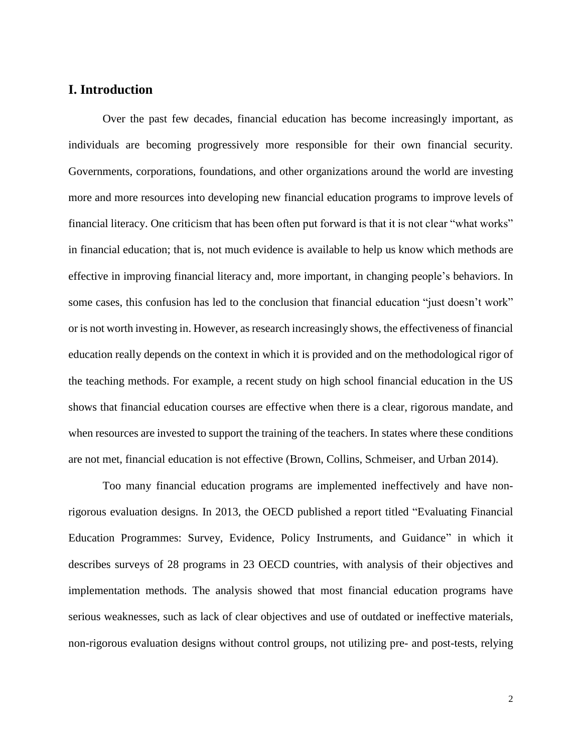## I. Introduction

Over the past few decades, financial education has become increasingly important, as individuals are becoming progressively more responsible for their own financial security. Governments, corporations, foundations, and other organizations around the world are investing more and more resources into developing new financial education programs to improve levels of financial literacy. One criticism that has been often put forward is that it is not clear "what works" in financial education; that is, not much evidence is available to help us know which methods are effective in improving financial literacy and, more important, in changing people's behaviors. In some cases, this confusion has led to the conclusion that financial education "just doesn't work" or is not worth investing in. However, as research increasingly shows, the effectiveness of financial education really depends on the context in which it is provided and on the methodological rigor of the teaching methods. For example, a recent study on high school financial education in the US shows that financial education courses are effective when there is a clear, rigorous mandate, and when resources are invested to support the training of the teachers. In states where these conditions are not met, financial education is not effective (Brown, Collins, Schmeiser, and Urban 2014).

Too many financial education programs are implemented ineffectively and have non-rigorous evaluation designs. In 2013, the OECD published a report titled "Evaluating Financial Education Programmes: Survey, Evidence, Policy Instruments, and Guidance" in which it describes surveys of 28 programs in 23 OECD countries, with analysis of their objectives and implementation methods. The analysis showed that most financial education programs have serious weaknesses, such as lack of clear objectives and use of outdated or ineffective materials, non-rigorous evaluation designs without control groups, not utilizing pre- and post-tests, relying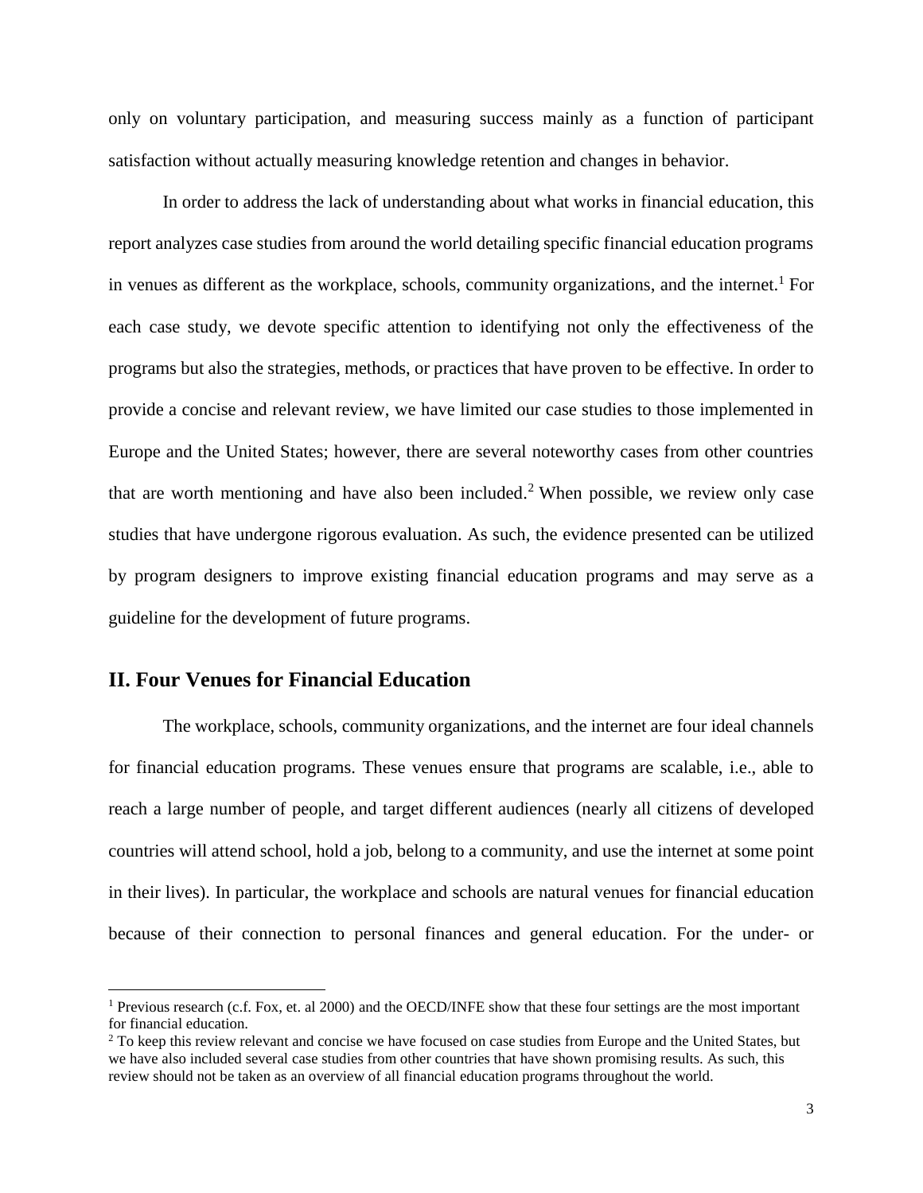only on voluntary participation, and measuring success mainly as a function of participant satisfaction without actually measuring knowledge retention and changes in behavior.

In order to address the lack of understanding about what works in financial education, this report analyzes case studies from around the world detailing specific financial education programs in venues as different as the workplace, schools, community organizations, and the internet.[1] For each case study, we devote specific attention to identifying not only the effectiveness of the programs but also the strategies, methods, or practices that have proven to be effective. In order to provide a concise and relevant review, we have limited our case studies to those implemented in Europe and the United States; however, there are several noteworthy cases from other countries that are worth mentioning and have also been included.[2] When possible, we review only case studies that have undergone rigorous evaluation. As such, the evidence presented can be utilized by program designers to improve existing financial education programs and may serve as a guideline for the development of future programs.

## II. Four Venues for Financial Education

The workplace, schools, community organizations, and the internet are four ideal channels for financial education programs. These venues ensure that programs are scalable, i.e., able to reach a large number of people, and target different audiences (nearly all citizens of developed countries will attend school, hold a job, belong to a community, and use the internet at some point in their lives). In particular, the workplace and schools are natural venues for financial education because of their connection to personal finances and general education. For the under- or

---

[1] Previous research (c.f. Fox, et. al 2000) and the OECD/INFE show that these four settings are the most important for financial education.

[2] To keep this review relevant and concise we have focused on case studies from Europe and the United States, but we have also included several case studies from other countries that have shown promising results. As such, this review should not be taken as an overview of all financial education programs throughout the world.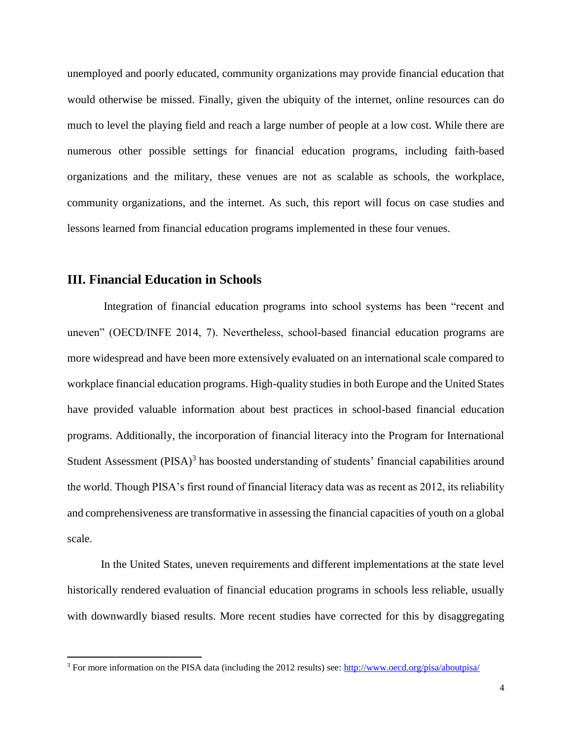unemployed and poorly educated, community organizations may provide financial education that would otherwise be missed. Finally, given the ubiquity of the internet, online resources can do much to level the playing field and reach a large number of people at a low cost. While there are numerous other possible settings for financial education programs, including faith-based organizations and the military, these venues are not as scalable as schools, the workplace, community organizations, and the internet. As such, this report will focus on case studies and lessons learned from financial education programs implemented in these four venues.

## III. Financial Education in Schools

Integration of financial education programs into school systems has been "recent and uneven" (OECD/INFE 2014, 7). Nevertheless, school-based financial education programs are more widespread and have been more extensively evaluated on an international scale compared to workplace financial education programs. High-quality studies in both Europe and the United States have provided valuable information about best practices in school-based financial education programs. Additionally, the incorporation of financial literacy into the Program for International Student Assessment (PISA)[3] has boosted understanding of students' financial capabilities around the world. Though PISA's first round of financial literacy data was as recent as 2012, its reliability and comprehensiveness are transformative in assessing the financial capacities of youth on a global scale.

In the United States, uneven requirements and different implementations at the state level historically rendered evaluation of financial education programs in schools less reliable, usually with downwardly biased results. More recent studies have corrected for this by disaggregating

[3] For more information on the PISA data (including the 2012 results) see: http://www.oecd.org/pisa/aboutpisa/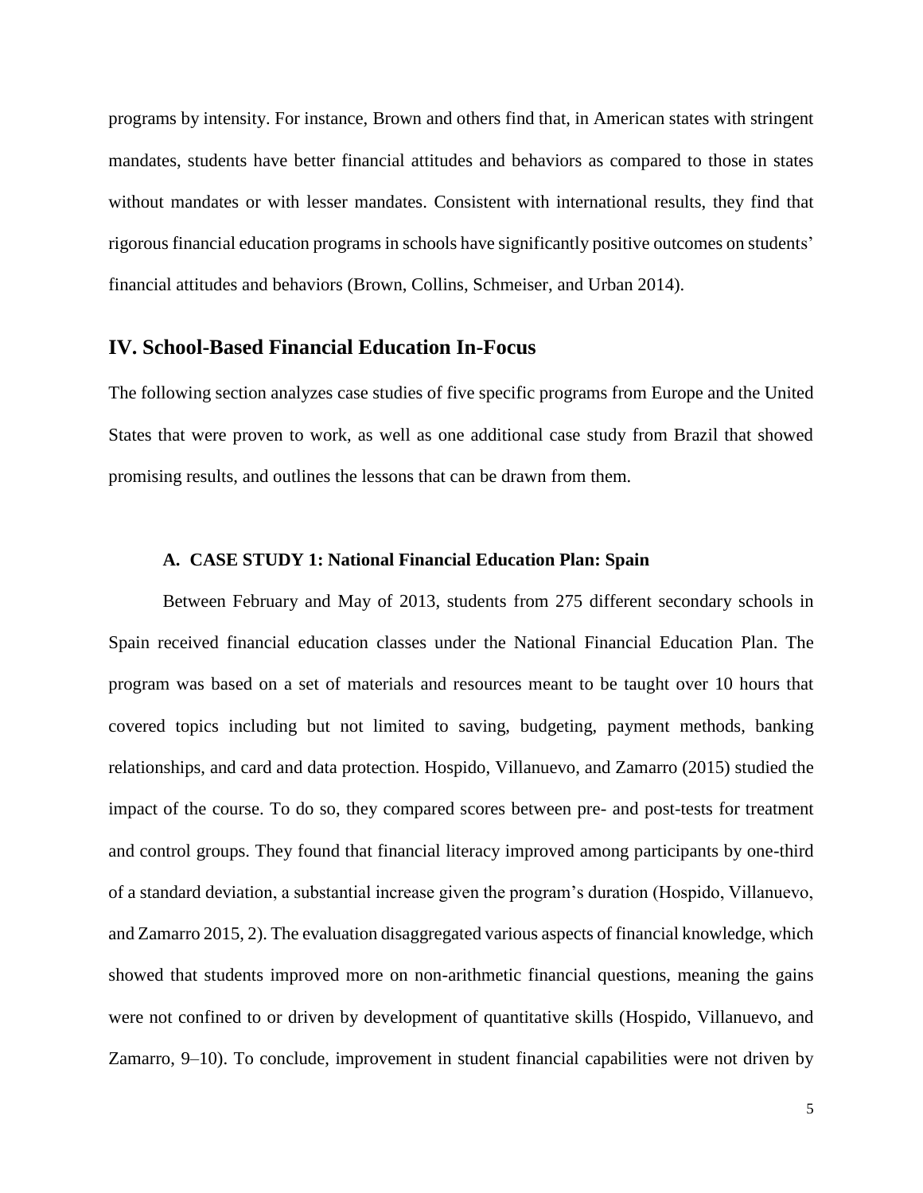programs by intensity. For instance, Brown and others find that, in American states with stringent mandates, students have better financial attitudes and behaviors as compared to those in states without mandates or with lesser mandates. Consistent with international results, they find that rigorous financial education programs in schools have significantly positive outcomes on students' financial attitudes and behaviors (Brown, Collins, Schmeiser, and Urban 2014).

## IV. School-Based Financial Education In-Focus

The following section analyzes case studies of five specific programs from Europe and the United States that were proven to work, as well as one additional case study from Brazil that showed promising results, and outlines the lessons that can be drawn from them.

### A. CASE STUDY 1: National Financial Education Plan: Spain

Between February and May of 2013, students from 275 different secondary schools in Spain received financial education classes under the National Financial Education Plan. The program was based on a set of materials and resources meant to be taught over 10 hours that covered topics including but not limited to saving, budgeting, payment methods, banking relationships, and card and data protection. Hospido, Villanuevo, and Zamarro (2015) studied the impact of the course. To do so, they compared scores between pre- and post-tests for treatment and control groups. They found that financial literacy improved among participants by one-third of a standard deviation, a substantial increase given the program's duration (Hospido, Villanuevo, and Zamarro 2015, 2). The evaluation disaggregated various aspects of financial knowledge, which showed that students improved more on non-arithmetic financial questions, meaning the gains were not confined to or driven by development of quantitative skills (Hospido, Villanuevo, and Zamarro, 9–10). To conclude, improvement in student financial capabilities were not driven by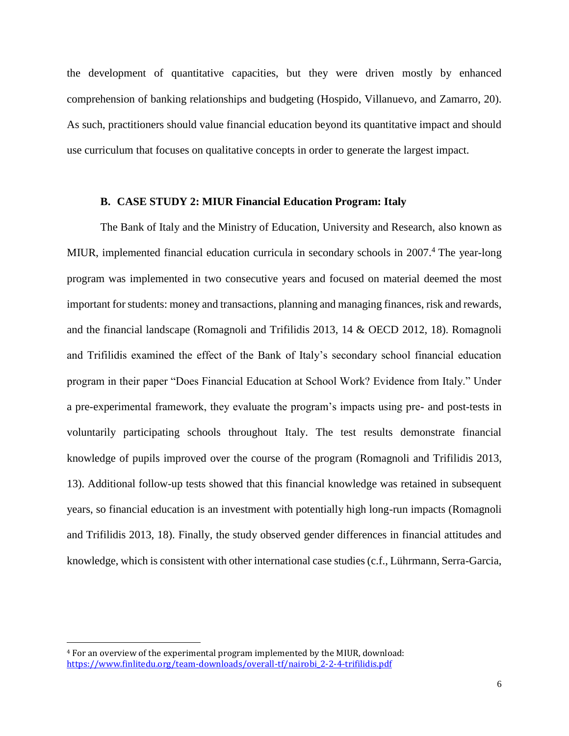the development of quantitative capacities, but they were driven mostly by enhanced comprehension of banking relationships and budgeting (Hospido, Villanuevo, and Zamarro, 20). As such, practitioners should value financial education beyond its quantitative impact and should use curriculum that focuses on qualitative concepts in order to generate the largest impact.

### B. CASE STUDY 2: MIUR Financial Education Program: Italy

The Bank of Italy and the Ministry of Education, University and Research, also known as MIUR, implemented financial education curricula in secondary schools in 2007.[4] The year-long program was implemented in two consecutive years and focused on material deemed the most important for students: money and transactions, planning and managing finances, risk and rewards, and the financial landscape (Romagnoli and Trifilidis 2013, 14 & OECD 2012, 18). Romagnoli and Trifilidis examined the effect of the Bank of Italy's secondary school financial education program in their paper "Does Financial Education at School Work? Evidence from Italy." Under a pre-experimental framework, they evaluate the program's impacts using pre- and post-tests in voluntarily participating schools throughout Italy. The test results demonstrate financial knowledge of pupils improved over the course of the program (Romagnoli and Trifilidis 2013, 13). Additional follow-up tests showed that this financial knowledge was retained in subsequent years, so financial education is an investment with potentially high long-run impacts (Romagnoli and Trifilidis 2013, 18). Finally, the study observed gender differences in financial attitudes and knowledge, which is consistent with other international case studies (c.f., Lührmann, Serra-Garcia,

[4] For an overview of the experimental program implemented by the MIUR, download: https://www.finlitedu.org/team-downloads/overall-tf/nairobi_2-2-4-trifilidis.pdf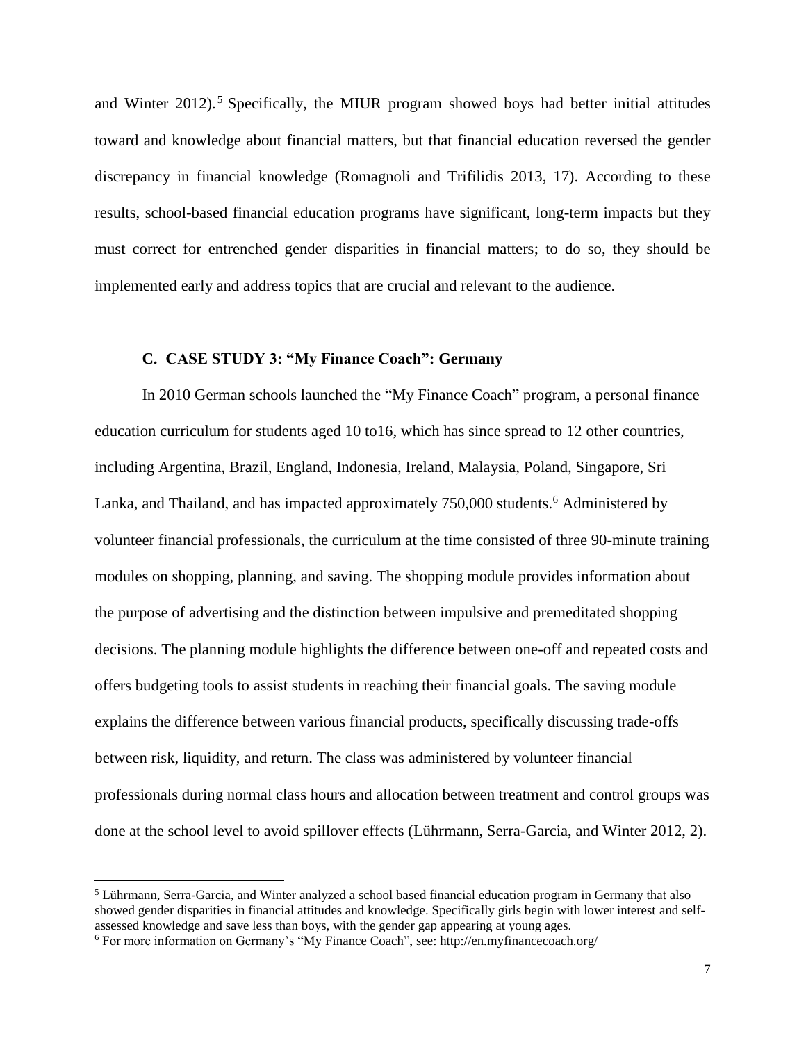and Winter 2012).[5] Specifically, the MIUR program showed boys had better initial attitudes toward and knowledge about financial matters, but that financial education reversed the gender discrepancy in financial knowledge (Romagnoli and Trifilidis 2013, 17). According to these results, school-based financial education programs have significant, long-term impacts but they must correct for entrenched gender disparities in financial matters; to do so, they should be implemented early and address topics that are crucial and relevant to the audience.

### C. CASE STUDY 3: "My Finance Coach": Germany

In 2010 German schools launched the "My Finance Coach" program, a personal finance education curriculum for students aged 10 to16, which has since spread to 12 other countries, including Argentina, Brazil, England, Indonesia, Ireland, Malaysia, Poland, Singapore, Sri Lanka, and Thailand, and has impacted approximately 750,000 students.[6] Administered by volunteer financial professionals, the curriculum at the time consisted of three 90-minute training modules on shopping, planning, and saving. The shopping module provides information about the purpose of advertising and the distinction between impulsive and premeditated shopping decisions. The planning module highlights the difference between one-off and repeated costs and offers budgeting tools to assist students in reaching their financial goals. The saving module explains the difference between various financial products, specifically discussing trade-offs between risk, liquidity, and return. The class was administered by volunteer financial professionals during normal class hours and allocation between treatment and control groups was done at the school level to avoid spillover effects (Lührmann, Serra-Garcia, and Winter 2012, 2).

---

[5] Lührmann, Serra-Garcia, and Winter analyzed a school based financial education program in Germany that also showed gender disparities in financial attitudes and knowledge. Specifically girls begin with lower interest and self-assessed knowledge and save less than boys, with the gender gap appearing at young ages.

[6] For more information on Germany's "My Finance Coach", see: http://en.myfinancecoach.org/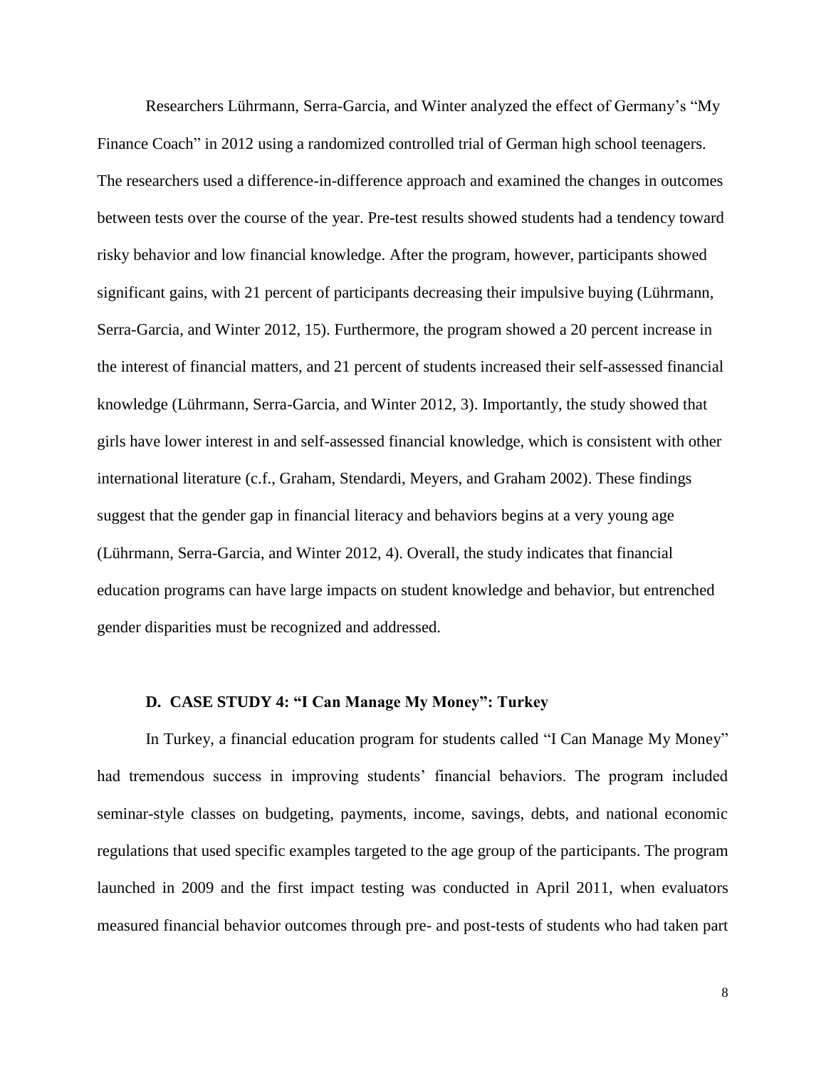Researchers Lührmann, Serra-Garcia, and Winter analyzed the effect of Germany's "My Finance Coach" in 2012 using a randomized controlled trial of German high school teenagers. The researchers used a difference-in-difference approach and examined the changes in outcomes between tests over the course of the year. Pre-test results showed students had a tendency toward risky behavior and low financial knowledge. After the program, however, participants showed significant gains, with 21 percent of participants decreasing their impulsive buying (Lührmann, Serra-Garcia, and Winter 2012, 15). Furthermore, the program showed a 20 percent increase in the interest of financial matters, and 21 percent of students increased their self-assessed financial knowledge (Lührmann, Serra-Garcia, and Winter 2012, 3). Importantly, the study showed that girls have lower interest in and self-assessed financial knowledge, which is consistent with other international literature (c.f., Graham, Stendardi, Meyers, and Graham 2002). These findings suggest that the gender gap in financial literacy and behaviors begins at a very young age (Lührmann, Serra-Garcia, and Winter 2012, 4). Overall, the study indicates that financial education programs can have large impacts on student knowledge and behavior, but entrenched gender disparities must be recognized and addressed.

### D. CASE STUDY 4: "I Can Manage My Money": Turkey

In Turkey, a financial education program for students called "I Can Manage My Money" had tremendous success in improving students' financial behaviors. The program included seminar-style classes on budgeting, payments, income, savings, debts, and national economic regulations that used specific examples targeted to the age group of the participants. The program launched in 2009 and the first impact testing was conducted in April 2011, when evaluators measured financial behavior outcomes through pre- and post-tests of students who had taken part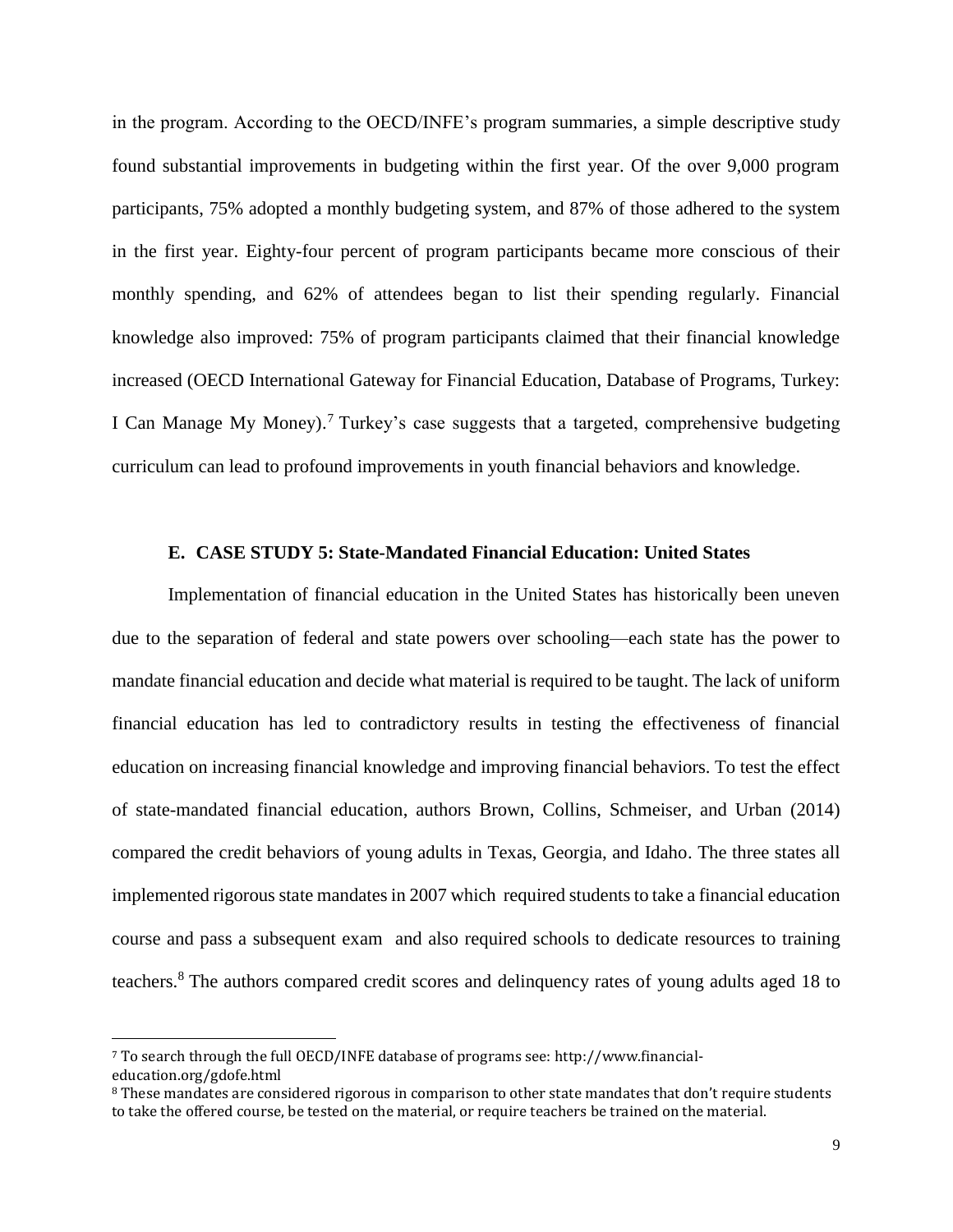in the program. According to the OECD/INFE's program summaries, a simple descriptive study found substantial improvements in budgeting within the first year. Of the over 9,000 program participants, 75% adopted a monthly budgeting system, and 87% of those adhered to the system in the first year. Eighty-four percent of program participants became more conscious of their monthly spending, and 62% of attendees began to list their spending regularly. Financial knowledge also improved: 75% of program participants claimed that their financial knowledge increased (OECD International Gateway for Financial Education, Database of Programs, Turkey: I Can Manage My Money).[7] Turkey's case suggests that a targeted, comprehensive budgeting curriculum can lead to profound improvements in youth financial behaviors and knowledge.

### E. CASE STUDY 5: State-Mandated Financial Education: United States

Implementation of financial education in the United States has historically been uneven due to the separation of federal and state powers over schooling—each state has the power to mandate financial education and decide what material is required to be taught. The lack of uniform financial education has led to contradictory results in testing the effectiveness of financial education on increasing financial knowledge and improving financial behaviors. To test the effect of state-mandated financial education, authors Brown, Collins, Schmeiser, and Urban (2014) compared the credit behaviors of young adults in Texas, Georgia, and Idaho. The three states all implemented rigorous state mandates in 2007 which required students to take a financial education course and pass a subsequent exam and also required schools to dedicate resources to training teachers.[8] The authors compared credit scores and delinquency rates of young adults aged 18 to

---

[7] To search through the full OECD/INFE database of programs see: http://www.financial-education.org/gdofe.html

[8] These mandates are considered rigorous in comparison to other state mandates that don't require students to take the offered course, be tested on the material, or require teachers be trained on the material.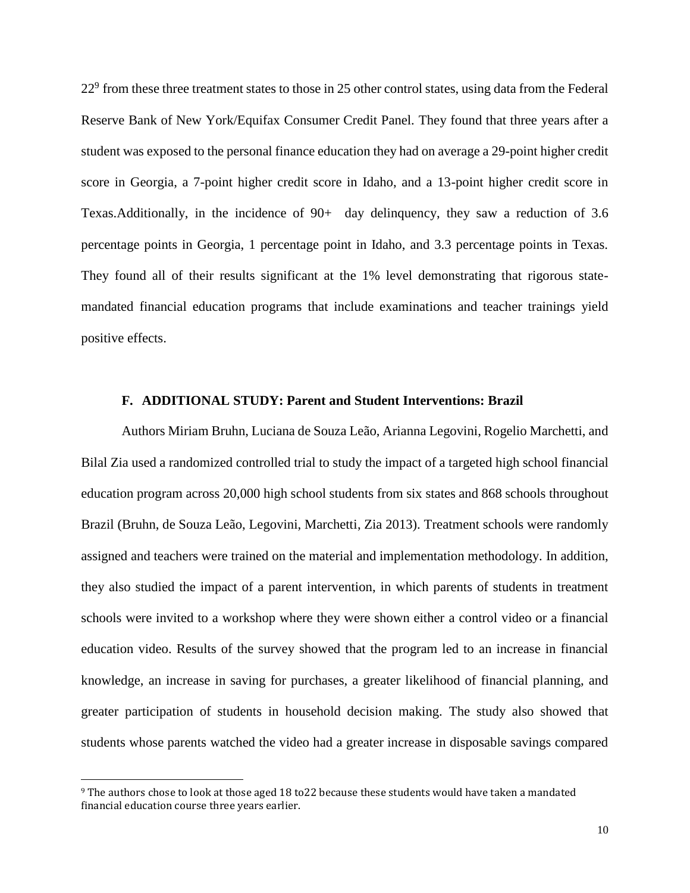22[9] from these three treatment states to those in 25 other control states, using data from the Federal Reserve Bank of New York/Equifax Consumer Credit Panel. They found that three years after a student was exposed to the personal finance education they had on average a 29-point higher credit score in Georgia, a 7-point higher credit score in Idaho, and a 13-point higher credit score in Texas.Additionally, in the incidence of 90+ day delinquency, they saw a reduction of 3.6 percentage points in Georgia, 1 percentage point in Idaho, and 3.3 percentage points in Texas. They found all of their results significant at the 1% level demonstrating that rigorous state-mandated financial education programs that include examinations and teacher trainings yield positive effects.

### F. ADDITIONAL STUDY: Parent and Student Interventions: Brazil

Authors Miriam Bruhn, Luciana de Souza Leão, Arianna Legovini, Rogelio Marchetti, and Bilal Zia used a randomized controlled trial to study the impact of a targeted high school financial education program across 20,000 high school students from six states and 868 schools throughout Brazil (Bruhn, de Souza Leão, Legovini, Marchetti, Zia 2013). Treatment schools were randomly assigned and teachers were trained on the material and implementation methodology. In addition, they also studied the impact of a parent intervention, in which parents of students in treatment schools were invited to a workshop where they were shown either a control video or a financial education video. Results of the survey showed that the program led to an increase in financial knowledge, an increase in saving for purchases, a greater likelihood of financial planning, and greater participation of students in household decision making. The study also showed that students whose parents watched the video had a greater increase in disposable savings compared

[9] The authors chose to look at those aged 18 to22 because these students would have taken a mandated financial education course three years earlier.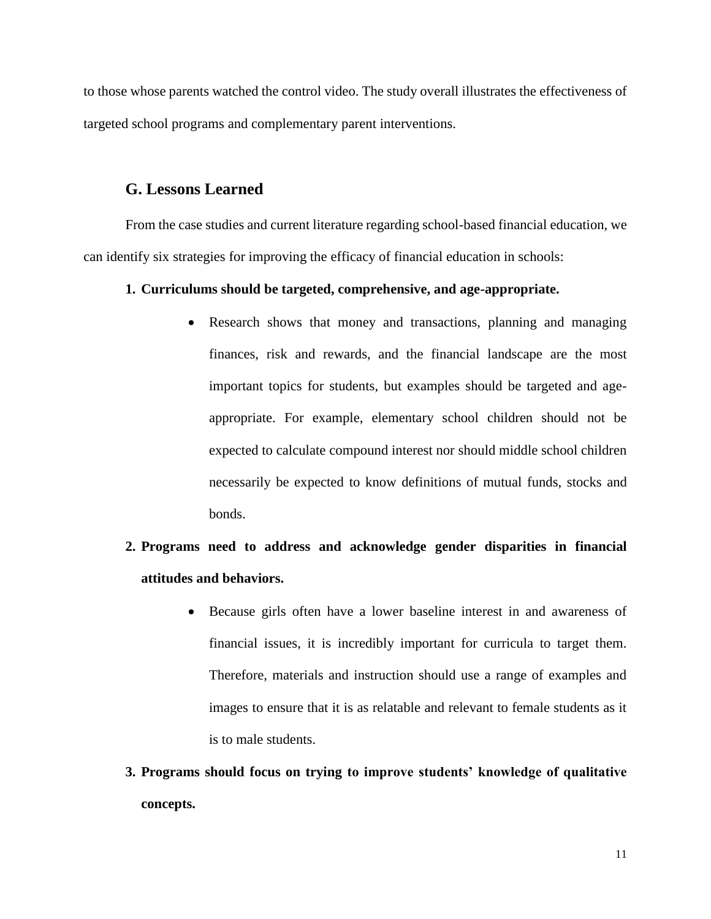to those whose parents watched the control video. The study overall illustrates the effectiveness of targeted school programs and complementary parent interventions.

## G. Lessons Learned

From the case studies and current literature regarding school-based financial education, we can identify six strategies for improving the efficacy of financial education in schools:

1. **Curriculums should be targeted, comprehensive, and age-appropriate.**
   - Research shows that money and transactions, planning and managing finances, risk and rewards, and the financial landscape are the most important topics for students, but examples should be targeted and age-appropriate. For example, elementary school children should not be expected to calculate compound interest nor should middle school children necessarily be expected to know definitions of mutual funds, stocks and bonds.

2. **Programs need to address and acknowledge gender disparities in financial attitudes and behaviors.**
   - Because girls often have a lower baseline interest in and awareness of financial issues, it is incredibly important for curricula to target them. Therefore, materials and instruction should use a range of examples and images to ensure that it is as relatable and relevant to female students as it is to male students.

3. **Programs should focus on trying to improve students' knowledge of qualitative concepts.**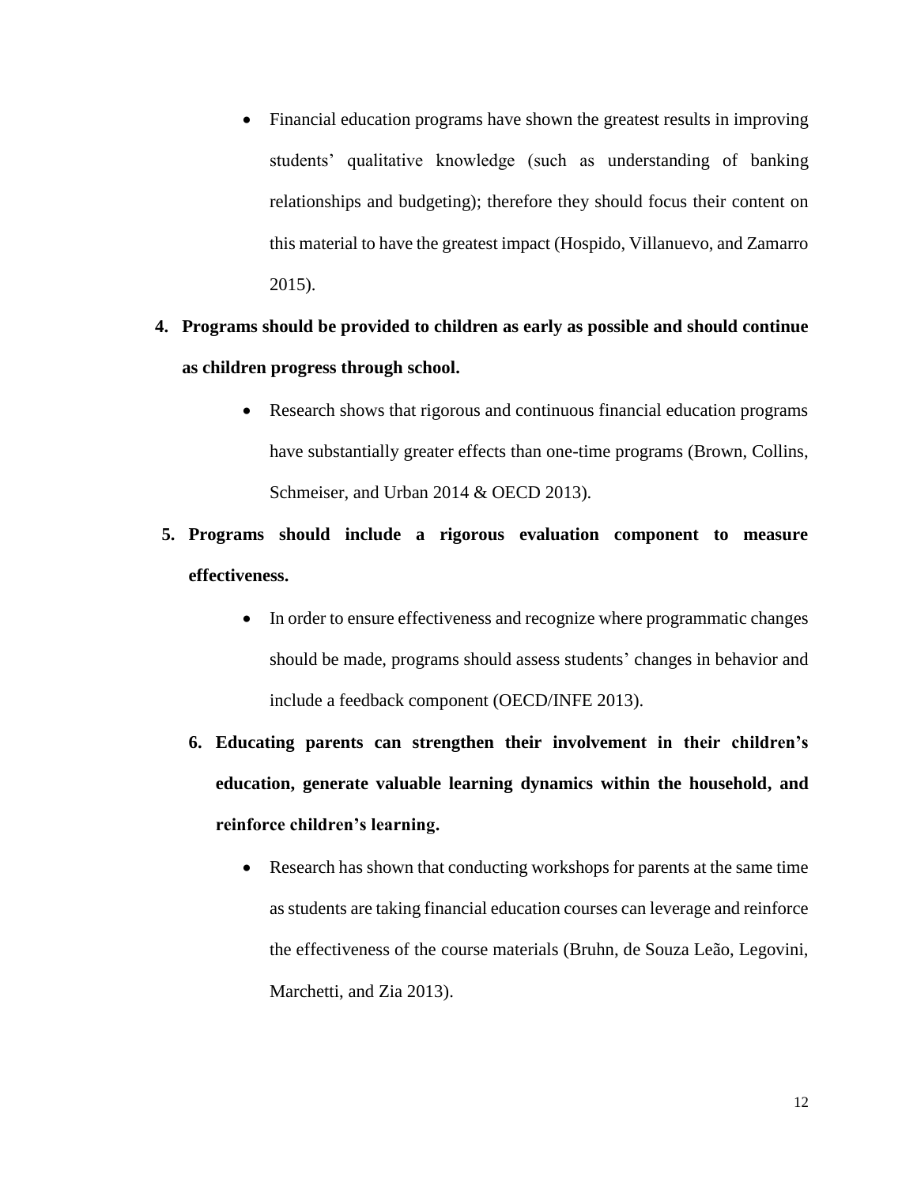- Financial education programs have shown the greatest results in improving students' qualitative knowledge (such as understanding of banking relationships and budgeting); therefore they should focus their content on this material to have the greatest impact (Hospido, Villanuevo, and Zamarro 2015).

4. **Programs should be provided to children as early as possible and should continue as children progress through school.**
   - Research shows that rigorous and continuous financial education programs have substantially greater effects than one-time programs (Brown, Collins, Schmeiser, and Urban 2014 & OECD 2013).

5. **Programs should include a rigorous evaluation component to measure effectiveness.**
   - In order to ensure effectiveness and recognize where programmatic changes should be made, programs should assess students' changes in behavior and include a feedback component (OECD/INFE 2013).

6. **Educating parents can strengthen their involvement in their children's education, generate valuable learning dynamics within the household, and reinforce children's learning.**
   - Research has shown that conducting workshops for parents at the same time as students are taking financial education courses can leverage and reinforce the effectiveness of the course materials (Bruhn, de Souza Leão, Legovini, Marchetti, and Zia 2013).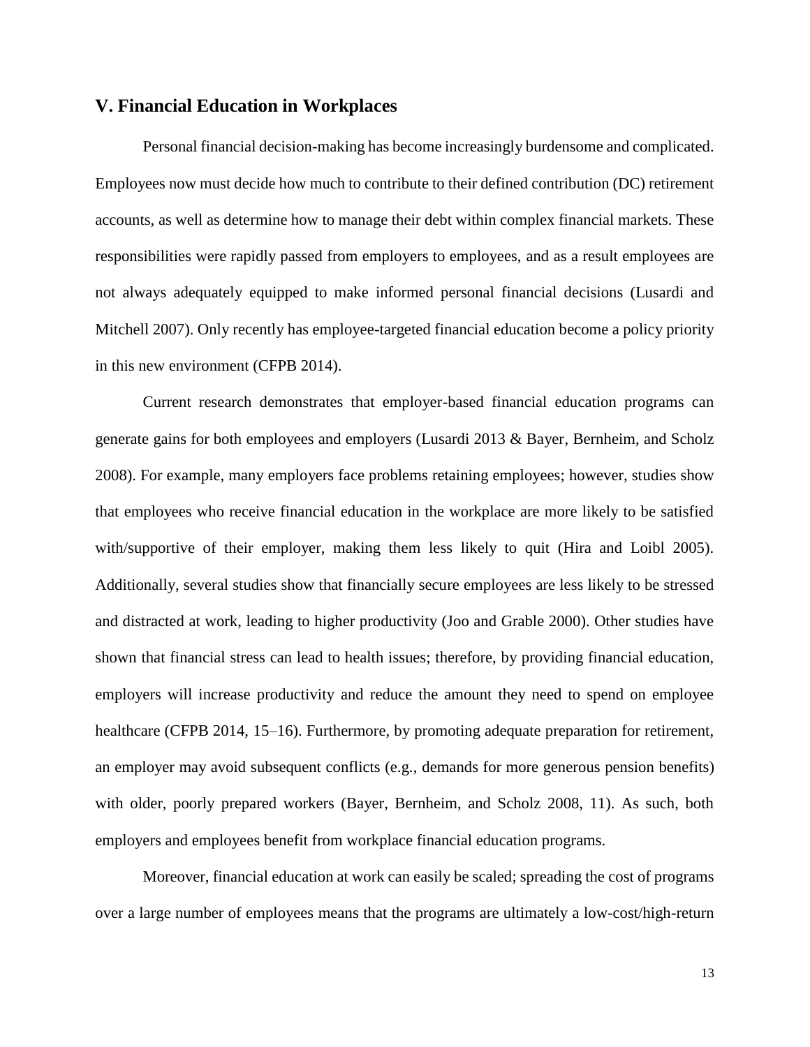## V. Financial Education in Workplaces

Personal financial decision-making has become increasingly burdensome and complicated. Employees now must decide how much to contribute to their defined contribution (DC) retirement accounts, as well as determine how to manage their debt within complex financial markets. These responsibilities were rapidly passed from employers to employees, and as a result employees are not always adequately equipped to make informed personal financial decisions (Lusardi and Mitchell 2007). Only recently has employee-targeted financial education become a policy priority in this new environment (CFPB 2014).

Current research demonstrates that employer-based financial education programs can generate gains for both employees and employers (Lusardi 2013 & Bayer, Bernheim, and Scholz 2008). For example, many employers face problems retaining employees; however, studies show that employees who receive financial education in the workplace are more likely to be satisfied with/supportive of their employer, making them less likely to quit (Hira and Loibl 2005). Additionally, several studies show that financially secure employees are less likely to be stressed and distracted at work, leading to higher productivity (Joo and Grable 2000). Other studies have shown that financial stress can lead to health issues; therefore, by providing financial education, employers will increase productivity and reduce the amount they need to spend on employee healthcare (CFPB 2014, 15–16). Furthermore, by promoting adequate preparation for retirement, an employer may avoid subsequent conflicts (e.g., demands for more generous pension benefits) with older, poorly prepared workers (Bayer, Bernheim, and Scholz 2008, 11). As such, both employers and employees benefit from workplace financial education programs.

Moreover, financial education at work can easily be scaled; spreading the cost of programs over a large number of employees means that the programs are ultimately a low-cost/high-return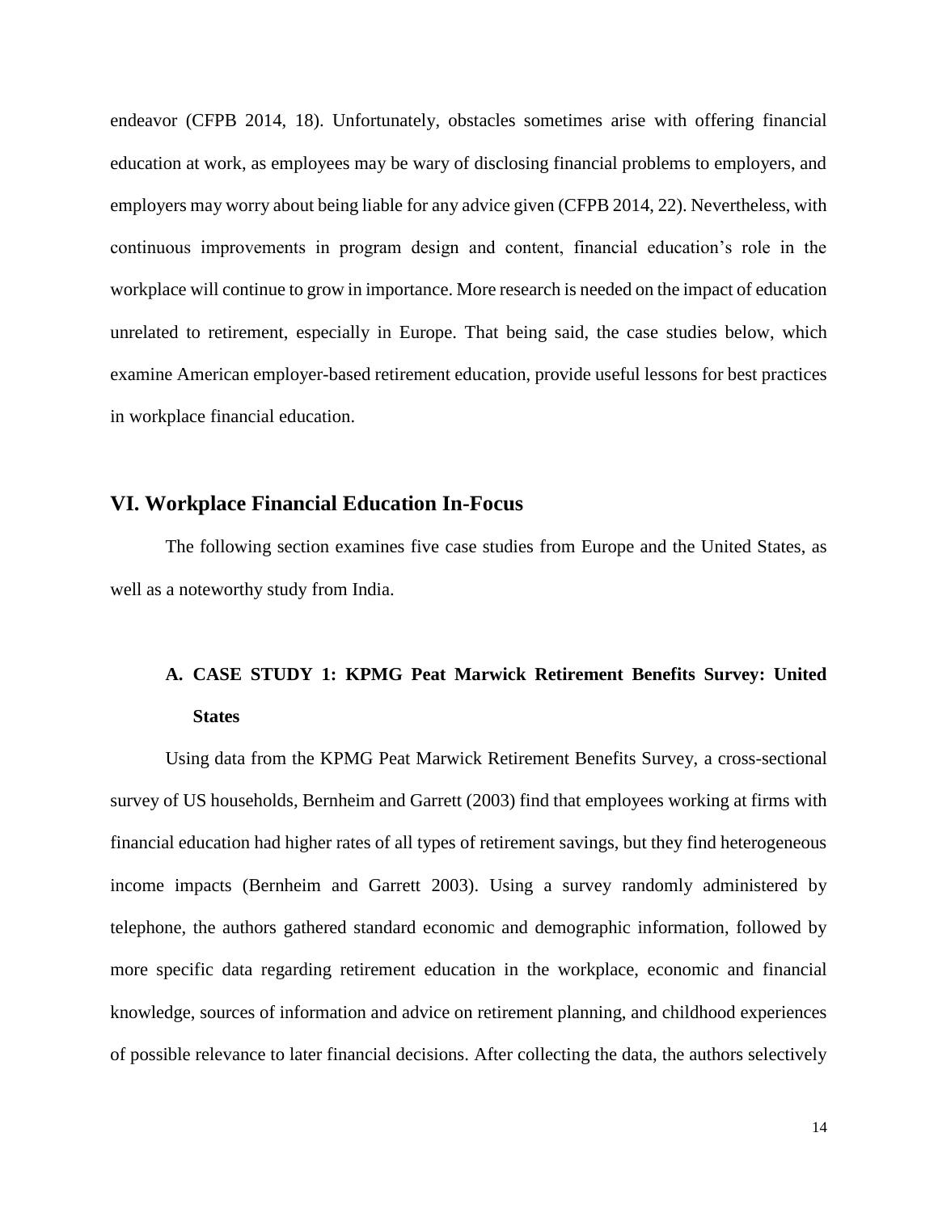endeavor (CFPB 2014, 18). Unfortunately, obstacles sometimes arise with offering financial education at work, as employees may be wary of disclosing financial problems to employers, and employers may worry about being liable for any advice given (CFPB 2014, 22). Nevertheless, with continuous improvements in program design and content, financial education's role in the workplace will continue to grow in importance. More research is needed on the impact of education unrelated to retirement, especially in Europe. That being said, the case studies below, which examine American employer-based retirement education, provide useful lessons for best practices in workplace financial education.

## VI. Workplace Financial Education In-Focus

The following section examines five case studies from Europe and the United States, as well as a noteworthy study from India.

### A. CASE STUDY 1: KPMG Peat Marwick Retirement Benefits Survey: United States

Using data from the KPMG Peat Marwick Retirement Benefits Survey, a cross-sectional survey of US households, Bernheim and Garrett (2003) find that employees working at firms with financial education had higher rates of all types of retirement savings, but they find heterogeneous income impacts (Bernheim and Garrett 2003). Using a survey randomly administered by telephone, the authors gathered standard economic and demographic information, followed by more specific data regarding retirement education in the workplace, economic and financial knowledge, sources of information and advice on retirement planning, and childhood experiences of possible relevance to later financial decisions. After collecting the data, the authors selectively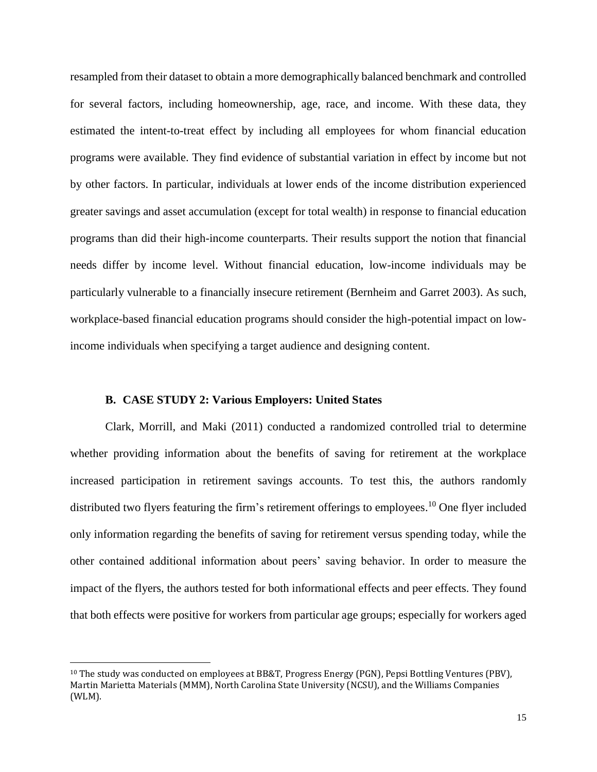resampled from their dataset to obtain a more demographically balanced benchmark and controlled for several factors, including homeownership, age, race, and income. With these data, they estimated the intent-to-treat effect by including all employees for whom financial education programs were available. They find evidence of substantial variation in effect by income but not by other factors. In particular, individuals at lower ends of the income distribution experienced greater savings and asset accumulation (except for total wealth) in response to financial education programs than did their high-income counterparts. Their results support the notion that financial needs differ by income level. Without financial education, low-income individuals may be particularly vulnerable to a financially insecure retirement (Bernheim and Garret 2003). As such, workplace-based financial education programs should consider the high-potential impact on low-income individuals when specifying a target audience and designing content.

### B. CASE STUDY 2: Various Employers: United States

Clark, Morrill, and Maki (2011) conducted a randomized controlled trial to determine whether providing information about the benefits of saving for retirement at the workplace increased participation in retirement savings accounts. To test this, the authors randomly distributed two flyers featuring the firm's retirement offerings to employees.[10] One flyer included only information regarding the benefits of saving for retirement versus spending today, while the other contained additional information about peers' saving behavior. In order to measure the impact of the flyers, the authors tested for both informational effects and peer effects. They found that both effects were positive for workers from particular age groups; especially for workers aged

[10] The study was conducted on employees at BB&T, Progress Energy (PGN), Pepsi Bottling Ventures (PBV), Martin Marietta Materials (MMM), North Carolina State University (NCSU), and the Williams Companies (WLM).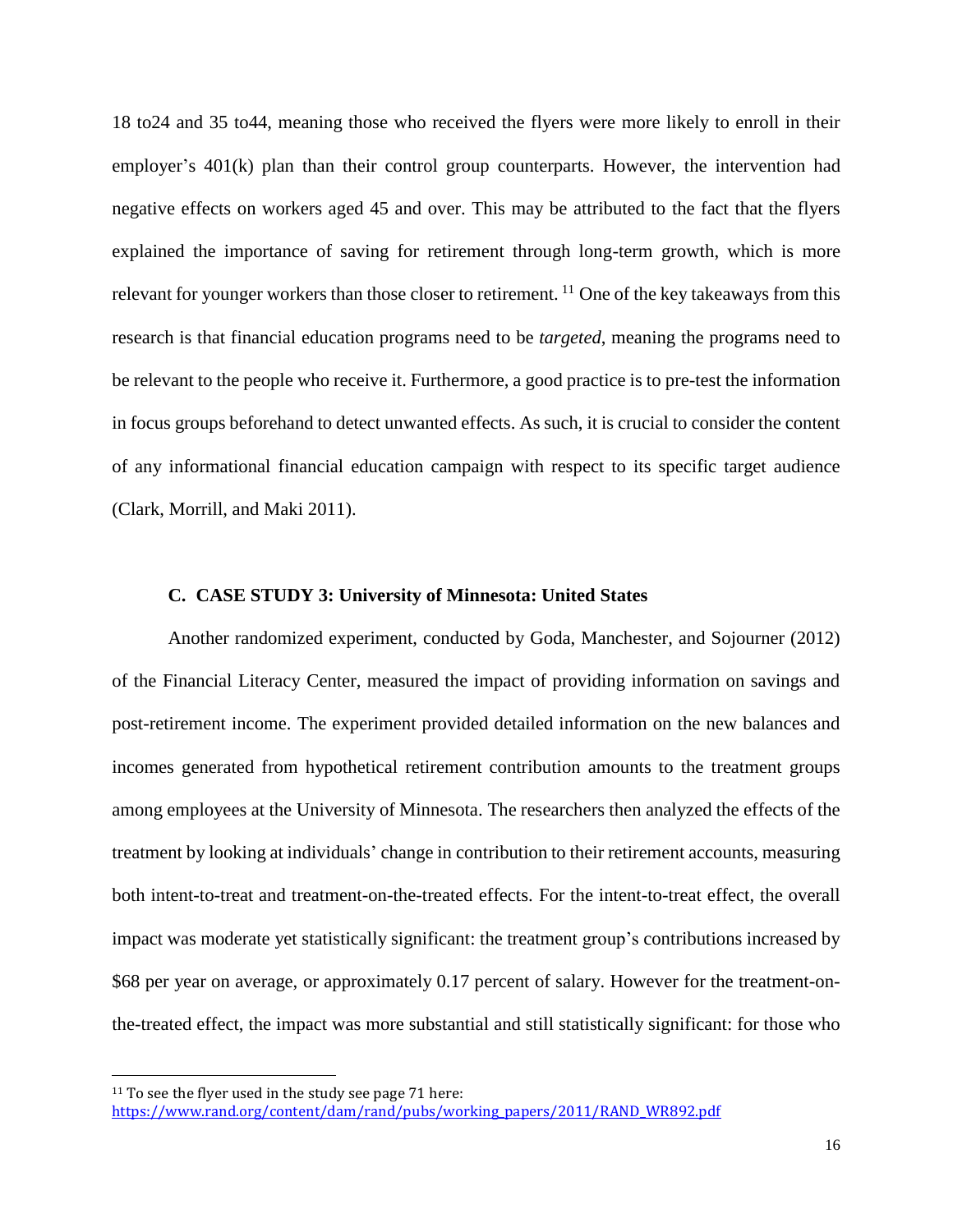18 to24 and 35 to44, meaning those who received the flyers were more likely to enroll in their employer's 401(k) plan than their control group counterparts. However, the intervention had negative effects on workers aged 45 and over. This may be attributed to the fact that the flyers explained the importance of saving for retirement through long-term growth, which is more relevant for younger workers than those closer to retirement. [11] One of the key takeaways from this research is that financial education programs need to be *targeted*, meaning the programs need to be relevant to the people who receive it. Furthermore, a good practice is to pre-test the information in focus groups beforehand to detect unwanted effects. As such, it is crucial to consider the content of any informational financial education campaign with respect to its specific target audience (Clark, Morrill, and Maki 2011).

### C. CASE STUDY 3: University of Minnesota: United States

Another randomized experiment, conducted by Goda, Manchester, and Sojourner (2012) of the Financial Literacy Center, measured the impact of providing information on savings and post-retirement income. The experiment provided detailed information on the new balances and incomes generated from hypothetical retirement contribution amounts to the treatment groups among employees at the University of Minnesota. The researchers then analyzed the effects of the treatment by looking at individuals' change in contribution to their retirement accounts, measuring both intent-to-treat and treatment-on-the-treated effects. For the intent-to-treat effect, the overall impact was moderate yet statistically significant: the treatment group's contributions increased by $68 per year on average, or approximately 0.17 percent of salary. However for the treatment-on-the-treated effect, the impact was more substantial and still statistically significant: for those who

---

[11] To see the flyer used in the study see page 71 here: https://www.rand.org/content/dam/rand/pubs/working_papers/2011/RAND_WR892.pdf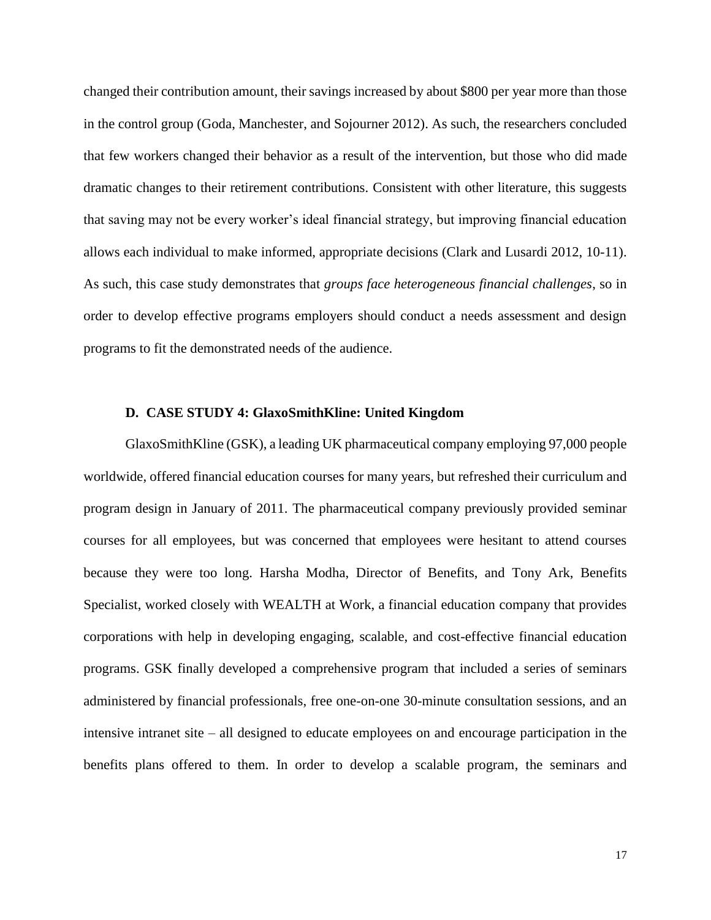changed their contribution amount, their savings increased by about $800 per year more than those in the control group (Goda, Manchester, and Sojourner 2012). As such, the researchers concluded that few workers changed their behavior as a result of the intervention, but those who did made dramatic changes to their retirement contributions. Consistent with other literature, this suggests that saving may not be every worker's ideal financial strategy, but improving financial education allows each individual to make informed, appropriate decisions (Clark and Lusardi 2012, 10-11). As such, this case study demonstrates that *groups face heterogeneous financial challenges*, so in order to develop effective programs employers should conduct a needs assessment and design programs to fit the demonstrated needs of the audience.

### D. CASE STUDY 4: GlaxoSmithKline: United Kingdom

GlaxoSmithKline (GSK), a leading UK pharmaceutical company employing 97,000 people worldwide, offered financial education courses for many years, but refreshed their curriculum and program design in January of 2011. The pharmaceutical company previously provided seminar courses for all employees, but was concerned that employees were hesitant to attend courses because they were too long. Harsha Modha, Director of Benefits, and Tony Ark, Benefits Specialist, worked closely with WEALTH at Work, a financial education company that provides corporations with help in developing engaging, scalable, and cost-effective financial education programs. GSK finally developed a comprehensive program that included a series of seminars administered by financial professionals, free one-on-one 30-minute consultation sessions, and an intensive intranet site – all designed to educate employees on and encourage participation in the benefits plans offered to them. In order to develop a scalable program, the seminars and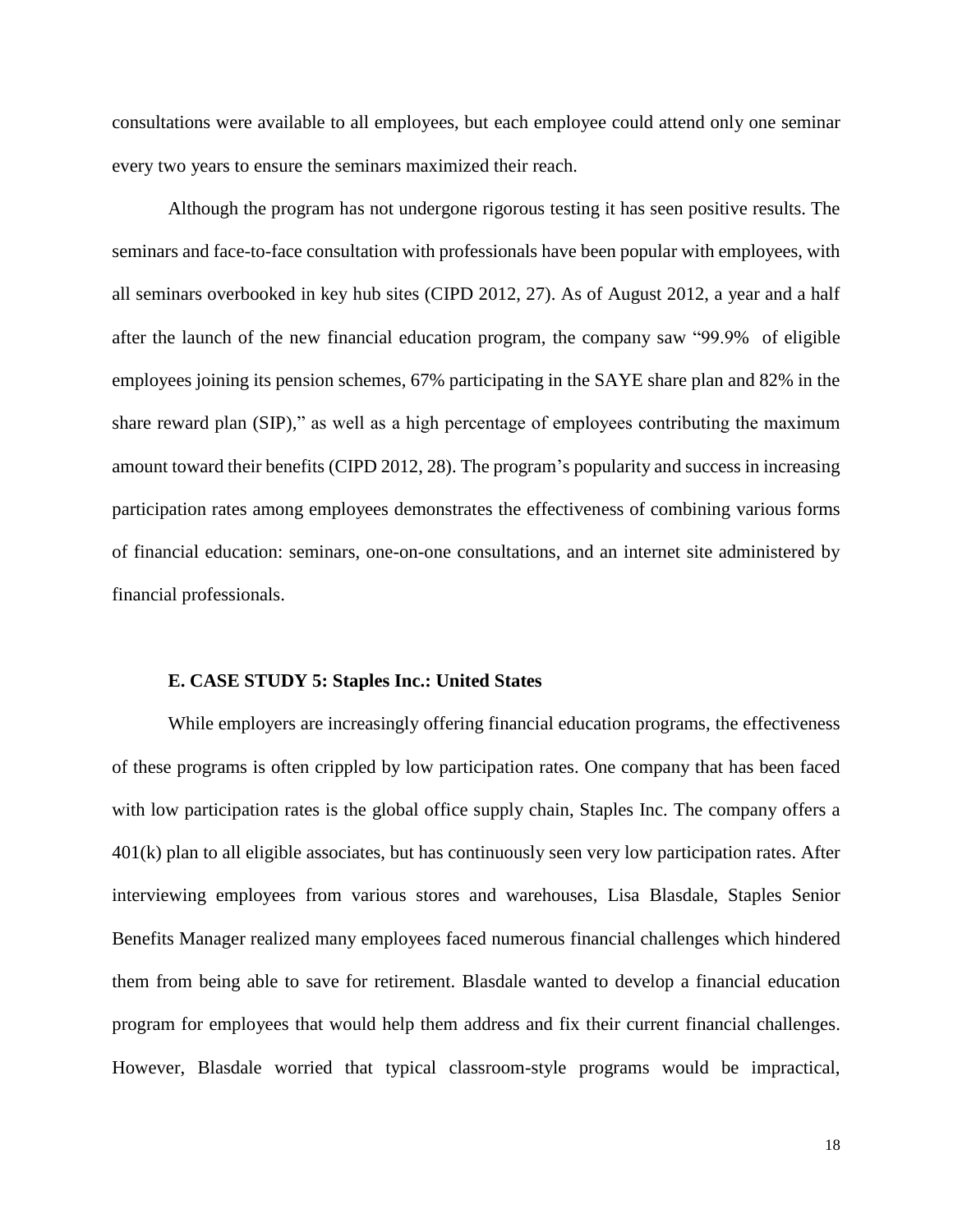consultations were available to all employees, but each employee could attend only one seminar every two years to ensure the seminars maximized their reach.

Although the program has not undergone rigorous testing it has seen positive results. The seminars and face-to-face consultation with professionals have been popular with employees, with all seminars overbooked in key hub sites (CIPD 2012, 27). As of August 2012, a year and a half after the launch of the new financial education program, the company saw "99.9% of eligible employees joining its pension schemes, 67% participating in the SAYE share plan and 82% in the share reward plan (SIP)," as well as a high percentage of employees contributing the maximum amount toward their benefits (CIPD 2012, 28). The program's popularity and success in increasing participation rates among employees demonstrates the effectiveness of combining various forms of financial education: seminars, one-on-one consultations, and an internet site administered by financial professionals.

### E. CASE STUDY 5: Staples Inc.: United States

While employers are increasingly offering financial education programs, the effectiveness of these programs is often crippled by low participation rates. One company that has been faced with low participation rates is the global office supply chain, Staples Inc. The company offers a 401(k) plan to all eligible associates, but has continuously seen very low participation rates. After interviewing employees from various stores and warehouses, Lisa Blasdale, Staples Senior Benefits Manager realized many employees faced numerous financial challenges which hindered them from being able to save for retirement. Blasdale wanted to develop a financial education program for employees that would help them address and fix their current financial challenges. However, Blasdale worried that typical classroom-style programs would be impractical,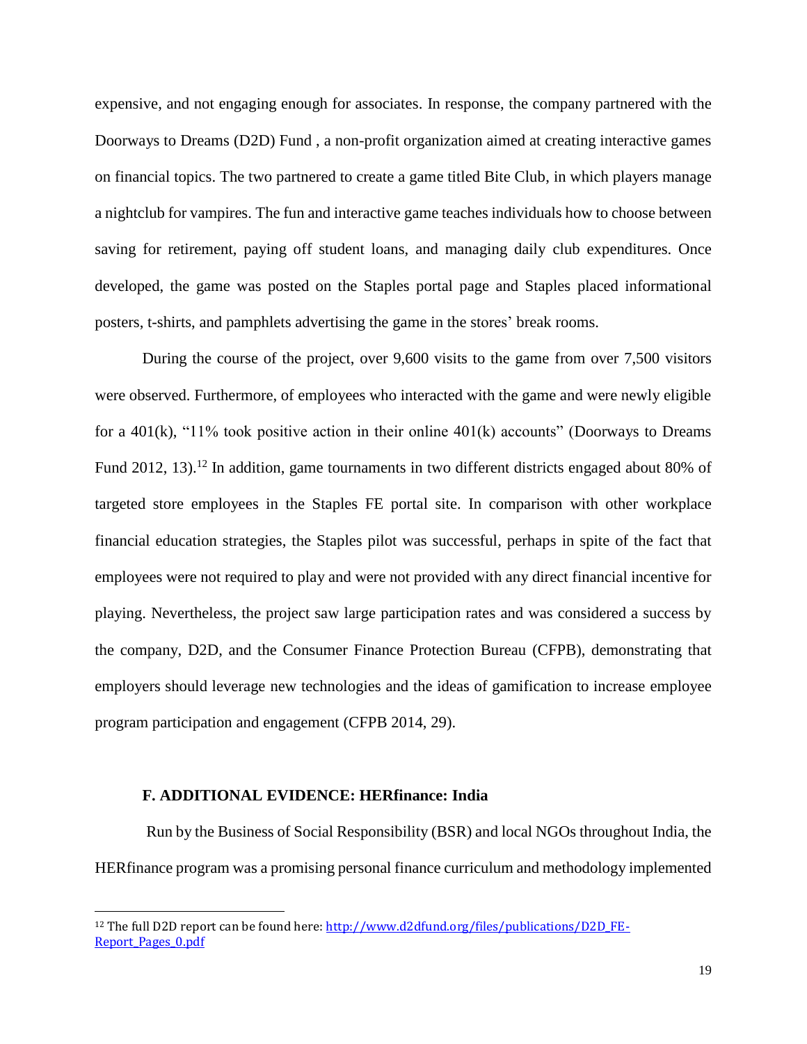expensive, and not engaging enough for associates. In response, the company partnered with the Doorways to Dreams (D2D) Fund , a non-profit organization aimed at creating interactive games on financial topics. The two partnered to create a game titled Bite Club, in which players manage a nightclub for vampires. The fun and interactive game teaches individuals how to choose between saving for retirement, paying off student loans, and managing daily club expenditures. Once developed, the game was posted on the Staples portal page and Staples placed informational posters, t-shirts, and pamphlets advertising the game in the stores' break rooms.

During the course of the project, over 9,600 visits to the game from over 7,500 visitors were observed. Furthermore, of employees who interacted with the game and were newly eligible for a 401(k), "11% took positive action in their online 401(k) accounts" (Doorways to Dreams Fund 2012, 13).[12] In addition, game tournaments in two different districts engaged about 80% of targeted store employees in the Staples FE portal site. In comparison with other workplace financial education strategies, the Staples pilot was successful, perhaps in spite of the fact that employees were not required to play and were not provided with any direct financial incentive for playing. Nevertheless, the project saw large participation rates and was considered a success by the company, D2D, and the Consumer Finance Protection Bureau (CFPB), demonstrating that employers should leverage new technologies and the ideas of gamification to increase employee program participation and engagement (CFPB 2014, 29).

### F. ADDITIONAL EVIDENCE: HERfinance: India

Run by the Business of Social Responsibility (BSR) and local NGOs throughout India, the HERfinance program was a promising personal finance curriculum and methodology implemented

---

[12] The full D2D report can be found here: http://www.d2dfund.org/files/publications/D2D_FE-Report_Pages_0.pdf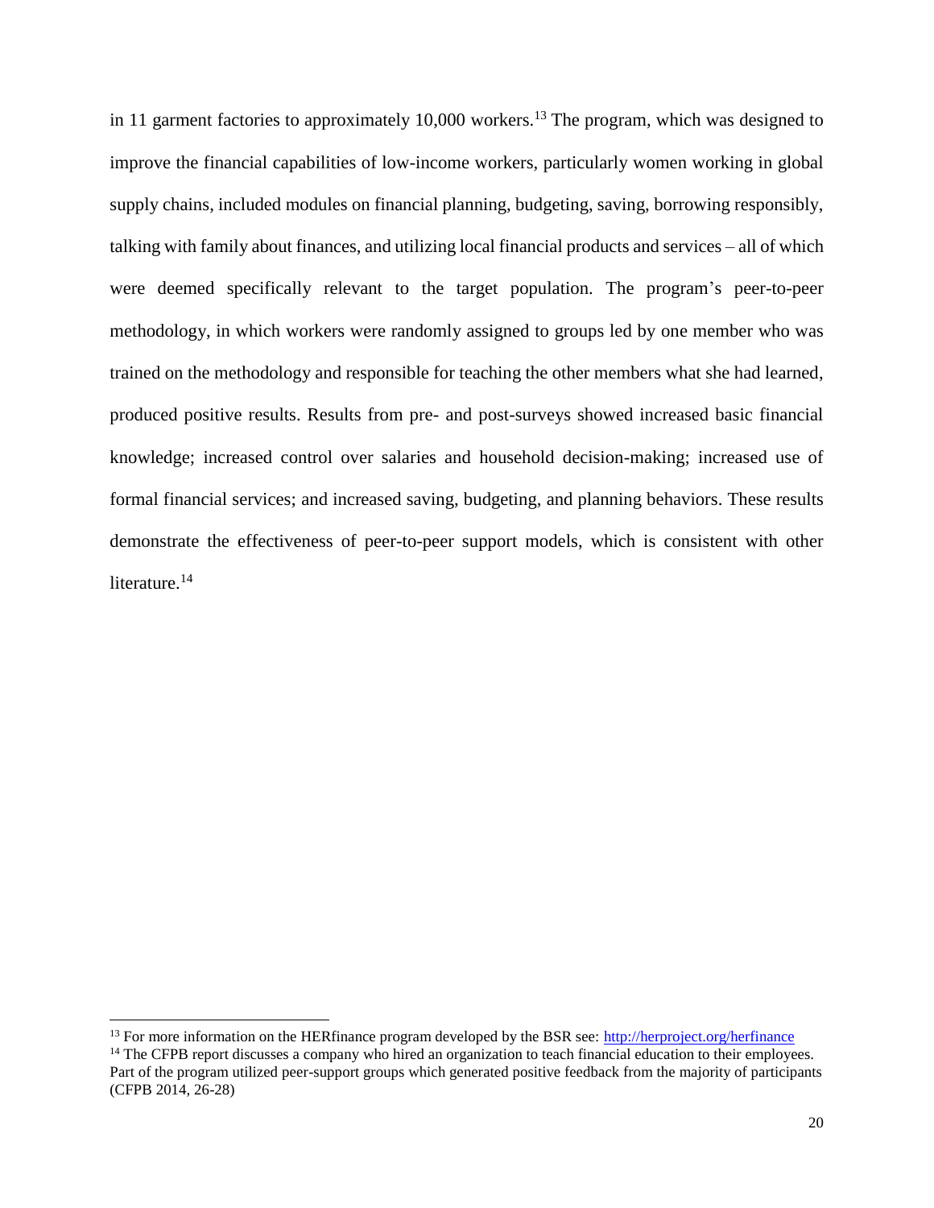in 11 garment factories to approximately 10,000 workers.[13] The program, which was designed to improve the financial capabilities of low-income workers, particularly women working in global supply chains, included modules on financial planning, budgeting, saving, borrowing responsibly, talking with family about finances, and utilizing local financial products and services – all of which were deemed specifically relevant to the target population. The program's peer-to-peer methodology, in which workers were randomly assigned to groups led by one member who was trained on the methodology and responsible for teaching the other members what she had learned, produced positive results. Results from pre- and post-surveys showed increased basic financial knowledge; increased control over salaries and household decision-making; increased use of formal financial services; and increased saving, budgeting, and planning behaviors. These results demonstrate the effectiveness of peer-to-peer support models, which is consistent with other literature.[14]

---

[13] For more information on the HERfinance program developed by the BSR see: [http://herproject.org/herfinance](http://herproject.org/herfinance)

[14] The CFPB report discusses a company who hired an organization to teach financial education to their employees. Part of the program utilized peer-support groups which generated positive feedback from the majority of participants (CFPB 2014, 26-28)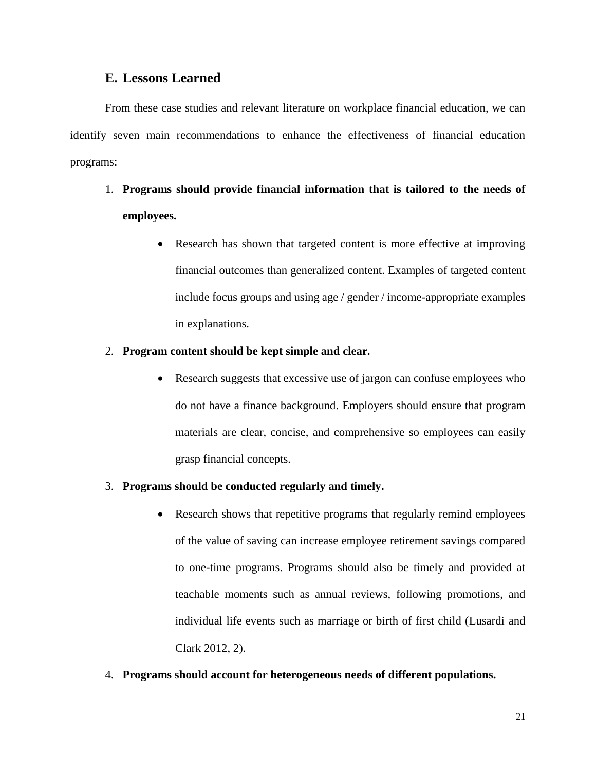## E. Lessons Learned

From these case studies and relevant literature on workplace financial education, we can identify seven main recommendations to enhance the effectiveness of financial education programs:

1. **Programs should provide financial information that is tailored to the needs of employees.**
    - Research has shown that targeted content is more effective at improving financial outcomes than generalized content. Examples of targeted content include focus groups and using age / gender / income-appropriate examples in explanations.
2. **Program content should be kept simple and clear.**
    - Research suggests that excessive use of jargon can confuse employees who do not have a finance background. Employers should ensure that program materials are clear, concise, and comprehensive so employees can easily grasp financial concepts.
3. **Programs should be conducted regularly and timely.**
    - Research shows that repetitive programs that regularly remind employees of the value of saving can increase employee retirement savings compared to one-time programs. Programs should also be timely and provided at teachable moments such as annual reviews, following promotions, and individual life events such as marriage or birth of first child (Lusardi and Clark 2012, 2).
4. **Programs should account for heterogeneous needs of different populations.**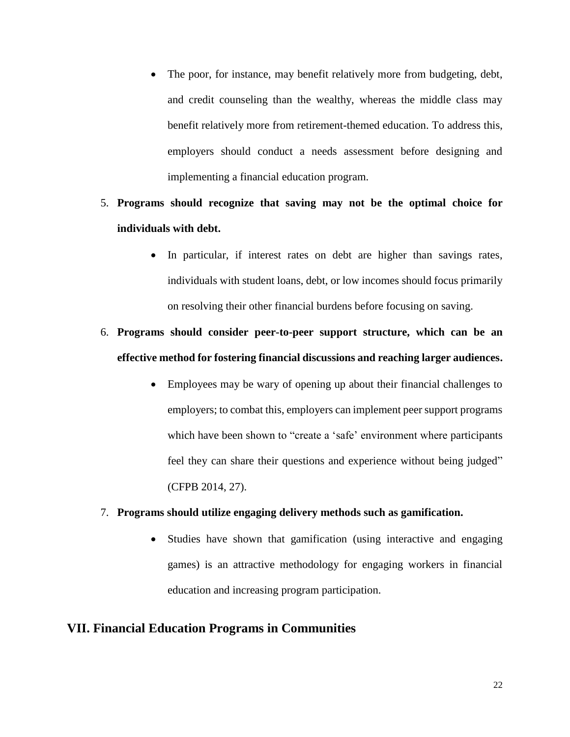- The poor, for instance, may benefit relatively more from budgeting, debt, and credit counseling than the wealthy, whereas the middle class may benefit relatively more from retirement-themed education. To address this, employers should conduct a needs assessment before designing and implementing a financial education program.

5. **Programs should recognize that saving may not be the optimal choice for individuals with debt.**
    - In particular, if interest rates on debt are higher than savings rates, individuals with student loans, debt, or low incomes should focus primarily on resolving their other financial burdens before focusing on saving.
6. **Programs should consider peer-to-peer support structure, which can be an effective method for fostering financial discussions and reaching larger audiences.**
    - Employees may be wary of opening up about their financial challenges to employers; to combat this, employers can implement peer support programs which have been shown to "create a 'safe' environment where participants feel they can share their questions and experience without being judged" (CFPB 2014, 27).
7. **Programs should utilize engaging delivery methods such as gamification.**
    - Studies have shown that gamification (using interactive and engaging games) is an attractive methodology for engaging workers in financial education and increasing program participation.

## VII. Financial Education Programs in Communities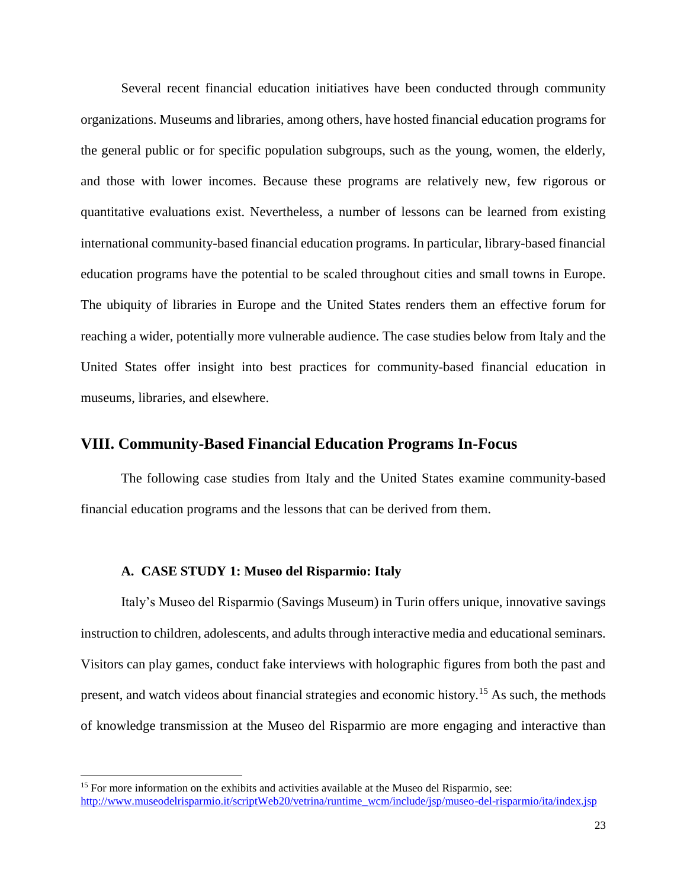Several recent financial education initiatives have been conducted through community organizations. Museums and libraries, among others, have hosted financial education programs for the general public or for specific population subgroups, such as the young, women, the elderly, and those with lower incomes. Because these programs are relatively new, few rigorous or quantitative evaluations exist. Nevertheless, a number of lessons can be learned from existing international community-based financial education programs. In particular, library-based financial education programs have the potential to be scaled throughout cities and small towns in Europe. The ubiquity of libraries in Europe and the United States renders them an effective forum for reaching a wider, potentially more vulnerable audience. The case studies below from Italy and the United States offer insight into best practices for community-based financial education in museums, libraries, and elsewhere.

## VIII. Community-Based Financial Education Programs In-Focus

The following case studies from Italy and the United States examine community-based financial education programs and the lessons that can be derived from them.

### A. CASE STUDY 1: Museo del Risparmio: Italy

Italy's Museo del Risparmio (Savings Museum) in Turin offers unique, innovative savings instruction to children, adolescents, and adults through interactive media and educational seminars. Visitors can play games, conduct fake interviews with holographic figures from both the past and present, and watch videos about financial strategies and economic history.[15] As such, the methods of knowledge transmission at the Museo del Risparmio are more engaging and interactive than

[15] For more information on the exhibits and activities available at the Museo del Risparmio, see: http://www.museodelrisparmio.it/scriptWeb20/vetrina/runtime_wcm/include/jsp/museo-del-risparmio/ita/index.jsp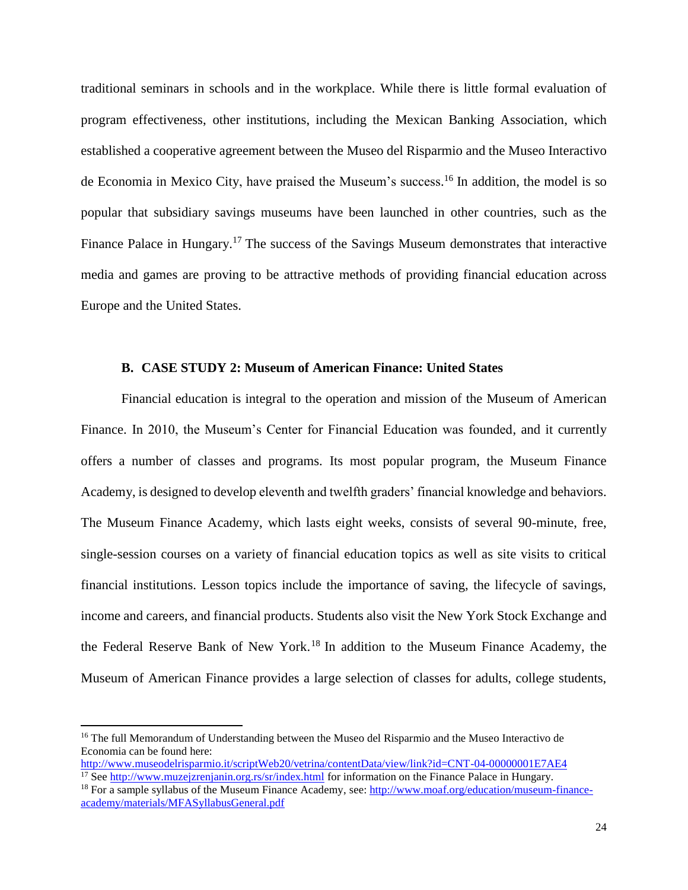traditional seminars in schools and in the workplace. While there is little formal evaluation of program effectiveness, other institutions, including the Mexican Banking Association, which established a cooperative agreement between the Museo del Risparmio and the Museo Interactivo de Economia in Mexico City, have praised the Museum's success.[16] In addition, the model is so popular that subsidiary savings museums have been launched in other countries, such as the Finance Palace in Hungary.[17] The success of the Savings Museum demonstrates that interactive media and games are proving to be attractive methods of providing financial education across Europe and the United States.

### B. CASE STUDY 2: Museum of American Finance: United States

Financial education is integral to the operation and mission of the Museum of American Finance. In 2010, the Museum's Center for Financial Education was founded, and it currently offers a number of classes and programs. Its most popular program, the Museum Finance Academy, is designed to develop eleventh and twelfth graders' financial knowledge and behaviors. The Museum Finance Academy, which lasts eight weeks, consists of several 90-minute, free, single-session courses on a variety of financial education topics as well as site visits to critical financial institutions. Lesson topics include the importance of saving, the lifecycle of savings, income and careers, and financial products. Students also visit the New York Stock Exchange and the Federal Reserve Bank of New York.[18] In addition to the Museum Finance Academy, the Museum of American Finance provides a large selection of classes for adults, college students,

---

[16] The full Memorandum of Understanding between the Museo del Risparmio and the Museo Interactivo de Economia can be found here: http://www.museodelrisparmio.it/scriptWeb20/vetrina/contentData/view/link?id=CNT-04-00000001E7AE4

[17] See http://www.muzejzrenjanin.org.rs/sr/index.html for information on the Finance Palace in Hungary.

[18] For a sample syllabus of the Museum Finance Academy, see: http://www.moaf.org/education/museum-finance-academy/materials/MFASyllabusGeneral.pdf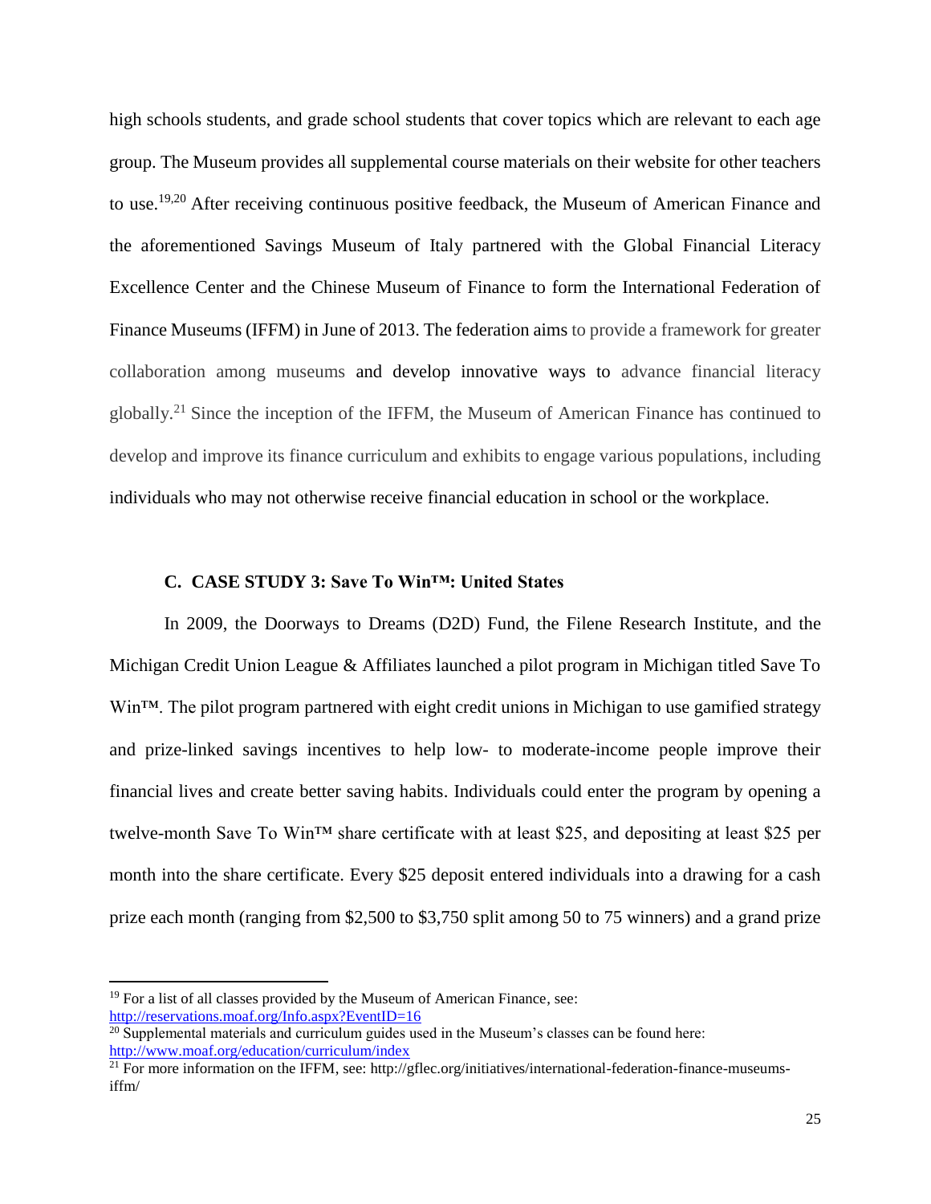high schools students, and grade school students that cover topics which are relevant to each age group. The Museum provides all supplemental course materials on their website for other teachers to use.[19,20] After receiving continuous positive feedback, the Museum of American Finance and the aforementioned Savings Museum of Italy partnered with the Global Financial Literacy Excellence Center and the Chinese Museum of Finance to form the International Federation of Finance Museums (IFFM) in June of 2013. The federation aims to provide a framework for greater collaboration among museums and develop innovative ways to advance financial literacy globally.[21] Since the inception of the IFFM, the Museum of American Finance has continued to develop and improve its finance curriculum and exhibits to engage various populations, including individuals who may not otherwise receive financial education in school or the workplace.

### C. CASE STUDY 3: Save To Win™: United States

In 2009, the Doorways to Dreams (D2D) Fund, the Filene Research Institute, and the Michigan Credit Union League & Affiliates launched a pilot program in Michigan titled Save To Win™. The pilot program partnered with eight credit unions in Michigan to use gamified strategy and prize-linked savings incentives to help low- to moderate-income people improve their financial lives and create better saving habits. Individuals could enter the program by opening a twelve-month Save To Win™ share certificate with at least $25, and depositing at least $25 per month into the share certificate. Every $25 deposit entered individuals into a drawing for a cash prize each month (ranging from $2,500 to $3,750 split among 50 to 75 winners) and a grand prize

---

[19] For a list of all classes provided by the Museum of American Finance, see: http://reservations.moaf.org/Info.aspx?EventID=16

[20] Supplemental materials and curriculum guides used in the Museum's classes can be found here: http://www.moaf.org/education/curriculum/index

[21] For more information on the IFFM, see: http://gflec.org/initiatives/international-federation-finance-museums-iffm/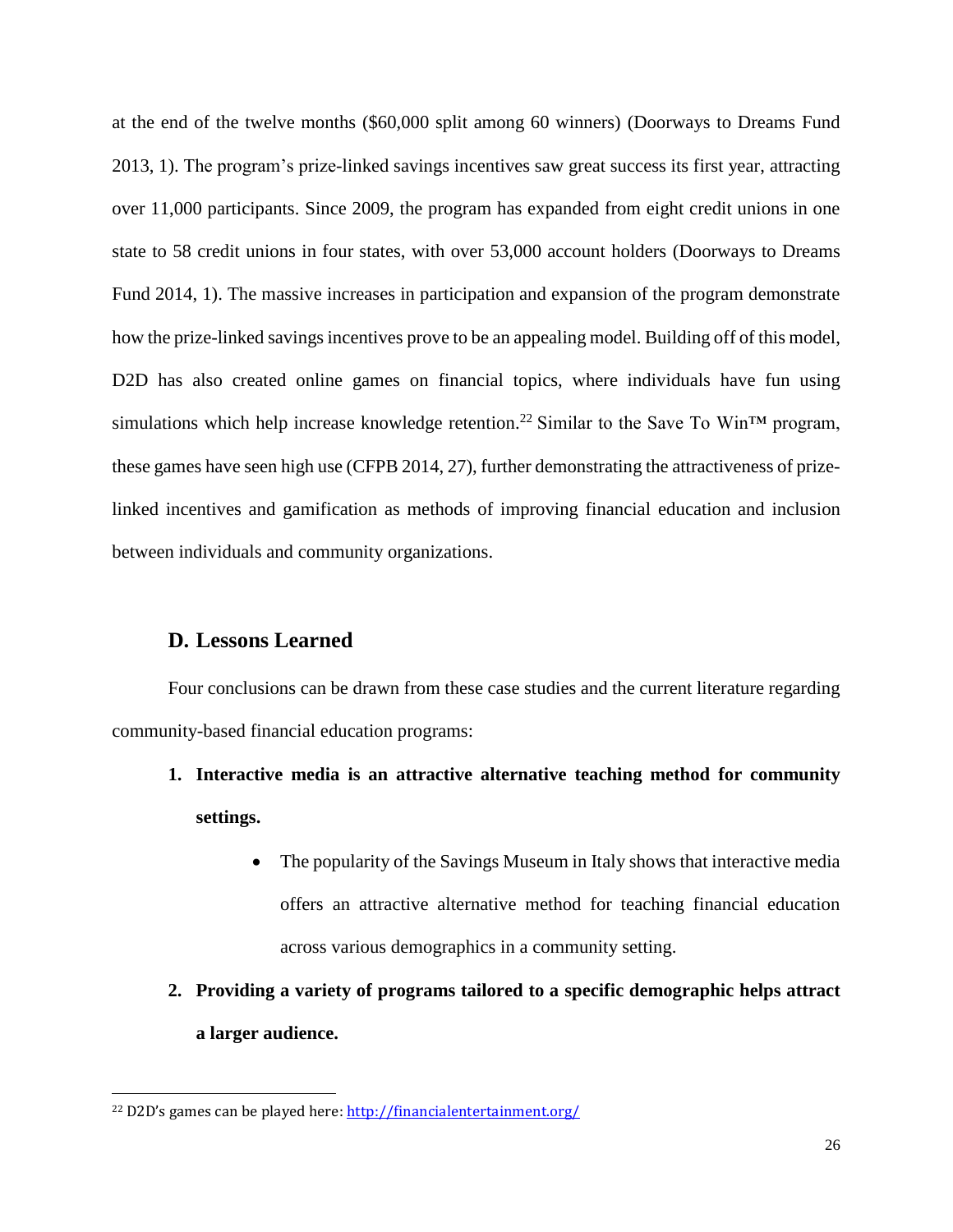at the end of the twelve months ($60,000 split among 60 winners) (Doorways to Dreams Fund 2013, 1). The program's prize-linked savings incentives saw great success its first year, attracting over 11,000 participants. Since 2009, the program has expanded from eight credit unions in one state to 58 credit unions in four states, with over 53,000 account holders (Doorways to Dreams Fund 2014, 1). The massive increases in participation and expansion of the program demonstrate how the prize-linked savings incentives prove to be an appealing model. Building off of this model, D2D has also created online games on financial topics, where individuals have fun using simulations which help increase knowledge retention.[22] Similar to the Save To Win™ program, these games have seen high use (CFPB 2014, 27), further demonstrating the attractiveness of prize-linked incentives and gamification as methods of improving financial education and inclusion between individuals and community organizations.

## D. Lessons Learned

Four conclusions can be drawn from these case studies and the current literature regarding community-based financial education programs:

1. **Interactive media is an attractive alternative teaching method for community settings.**
    - The popularity of the Savings Museum in Italy shows that interactive media offers an attractive alternative method for teaching financial education across various demographics in a community setting.
2. **Providing a variety of programs tailored to a specific demographic helps attract a larger audience.**

---

[22] D2D's games can be played here: http://financialentertainment.org/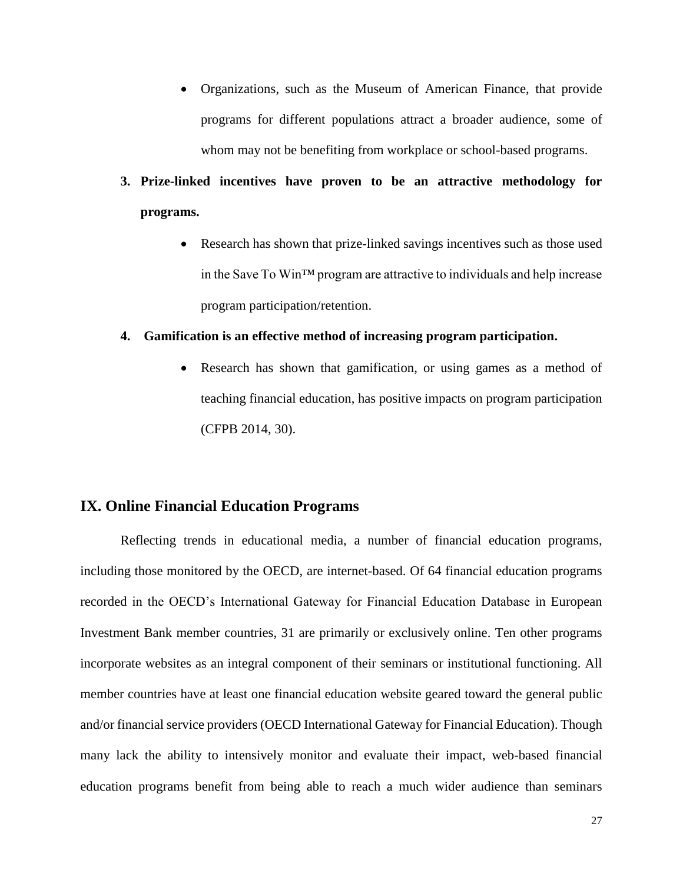- Organizations, such as the Museum of American Finance, that provide programs for different populations attract a broader audience, some of whom may not be benefiting from workplace or school-based programs.

3. **Prize-linked incentives have proven to be an attractive methodology for programs.**
   - Research has shown that prize-linked savings incentives such as those used in the Save To Win™ program are attractive to individuals and help increase program participation/retention.

4. **Gamification is an effective method of increasing program participation.**
   - Research has shown that gamification, or using games as a method of teaching financial education, has positive impacts on program participation (CFPB 2014, 30).

## IX. Online Financial Education Programs

Reflecting trends in educational media, a number of financial education programs, including those monitored by the OECD, are internet-based. Of 64 financial education programs recorded in the OECD's International Gateway for Financial Education Database in European Investment Bank member countries, 31 are primarily or exclusively online. Ten other programs incorporate websites as an integral component of their seminars or institutional functioning. All member countries have at least one financial education website geared toward the general public and/or financial service providers (OECD International Gateway for Financial Education). Though many lack the ability to intensively monitor and evaluate their impact, web-based financial education programs benefit from being able to reach a much wider audience than seminars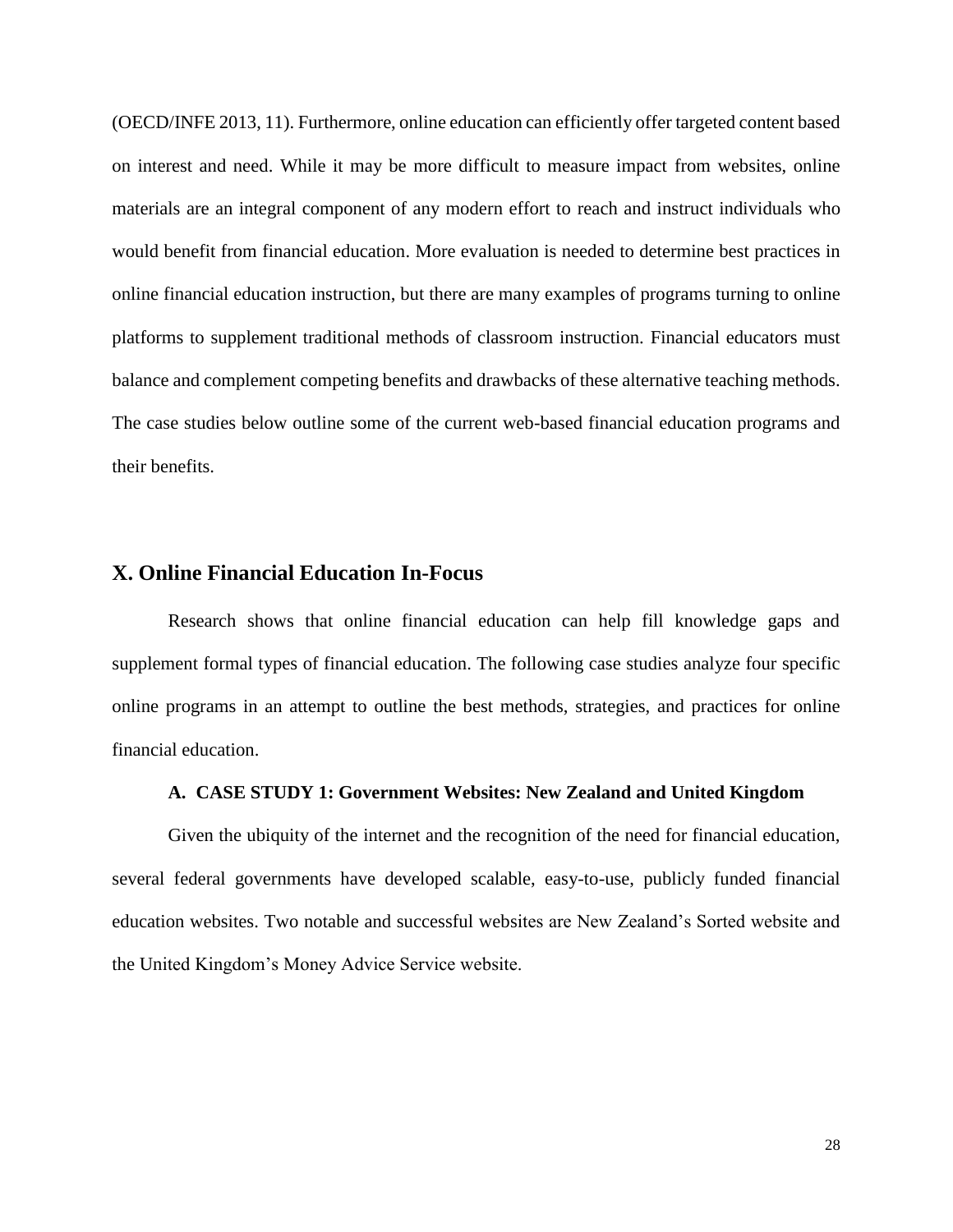(OECD/INFE 2013, 11). Furthermore, online education can efficiently offer targeted content based on interest and need. While it may be more difficult to measure impact from websites, online materials are an integral component of any modern effort to reach and instruct individuals who would benefit from financial education. More evaluation is needed to determine best practices in online financial education instruction, but there are many examples of programs turning to online platforms to supplement traditional methods of classroom instruction. Financial educators must balance and complement competing benefits and drawbacks of these alternative teaching methods. The case studies below outline some of the current web-based financial education programs and their benefits.

## X. Online Financial Education In-Focus

Research shows that online financial education can help fill knowledge gaps and supplement formal types of financial education. The following case studies analyze four specific online programs in an attempt to outline the best methods, strategies, and practices for online financial education.

### A. CASE STUDY 1: Government Websites: New Zealand and United Kingdom

Given the ubiquity of the internet and the recognition of the need for financial education, several federal governments have developed scalable, easy-to-use, publicly funded financial education websites. Two notable and successful websites are New Zealand's Sorted website and the United Kingdom's Money Advice Service website.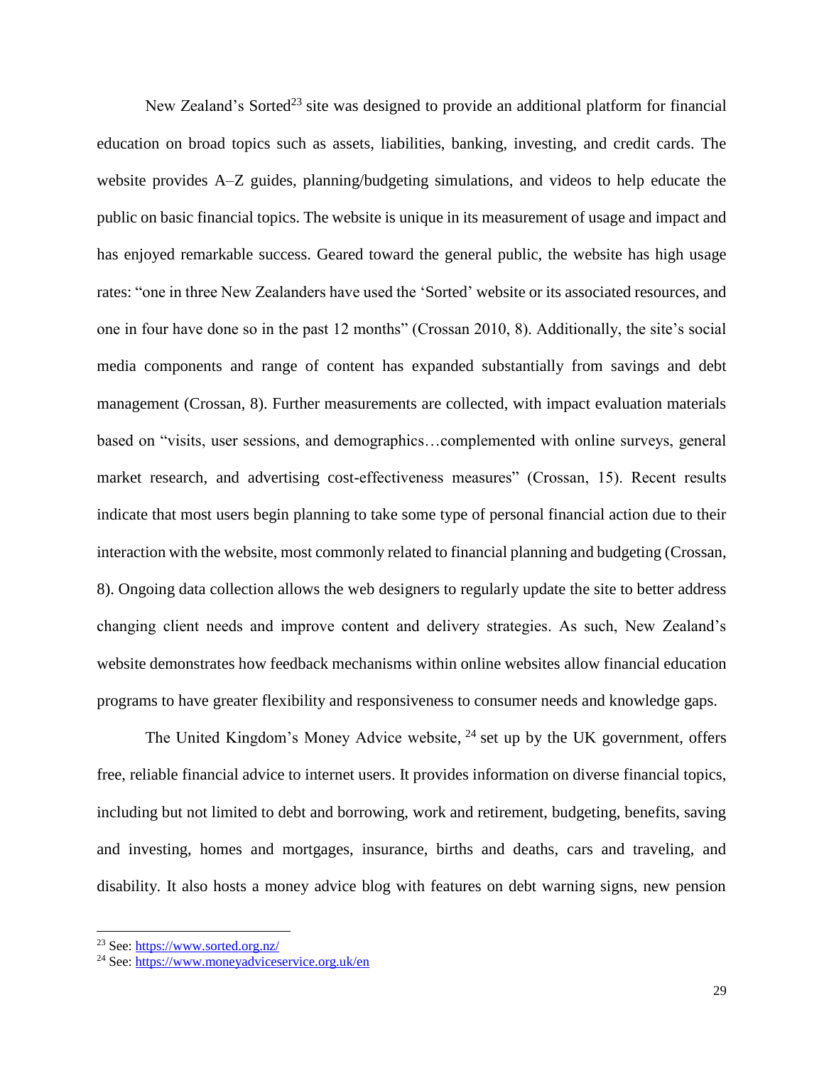New Zealand's Sorted[23] site was designed to provide an additional platform for financial education on broad topics such as assets, liabilities, banking, investing, and credit cards. The website provides A–Z guides, planning/budgeting simulations, and videos to help educate the public on basic financial topics. The website is unique in its measurement of usage and impact and has enjoyed remarkable success. Geared toward the general public, the website has high usage rates: "one in three New Zealanders have used the 'Sorted' website or its associated resources, and one in four have done so in the past 12 months" (Crossan 2010, 8). Additionally, the site's social media components and range of content has expanded substantially from savings and debt management (Crossan, 8). Further measurements are collected, with impact evaluation materials based on "visits, user sessions, and demographics…complemented with online surveys, general market research, and advertising cost-effectiveness measures" (Crossan, 15). Recent results indicate that most users begin planning to take some type of personal financial action due to their interaction with the website, most commonly related to financial planning and budgeting (Crossan, 8). Ongoing data collection allows the web designers to regularly update the site to better address changing client needs and improve content and delivery strategies. As such, New Zealand's website demonstrates how feedback mechanisms within online websites allow financial education programs to have greater flexibility and responsiveness to consumer needs and knowledge gaps.

The United Kingdom's Money Advice website, [24] set up by the UK government, offers free, reliable financial advice to internet users. It provides information on diverse financial topics, including but not limited to debt and borrowing, work and retirement, budgeting, benefits, saving and investing, homes and mortgages, insurance, births and deaths, cars and traveling, and disability. It also hosts a money advice blog with features on debt warning signs, new pension

[23] See: https://www.sorted.org.nz/

[24] See: https://www.moneyadviceservice.org.uk/en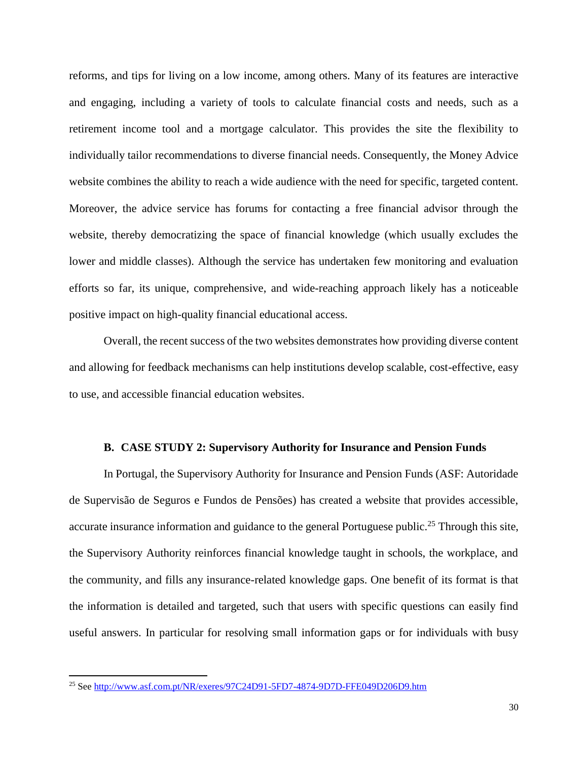reforms, and tips for living on a low income, among others. Many of its features are interactive and engaging, including a variety of tools to calculate financial costs and needs, such as a retirement income tool and a mortgage calculator. This provides the site the flexibility to individually tailor recommendations to diverse financial needs. Consequently, the Money Advice website combines the ability to reach a wide audience with the need for specific, targeted content. Moreover, the advice service has forums for contacting a free financial advisor through the website, thereby democratizing the space of financial knowledge (which usually excludes the lower and middle classes). Although the service has undertaken few monitoring and evaluation efforts so far, its unique, comprehensive, and wide-reaching approach likely has a noticeable positive impact on high-quality financial educational access.

Overall, the recent success of the two websites demonstrates how providing diverse content and allowing for feedback mechanisms can help institutions develop scalable, cost-effective, easy to use, and accessible financial education websites.

### B. CASE STUDY 2: Supervisory Authority for Insurance and Pension Funds

In Portugal, the Supervisory Authority for Insurance and Pension Funds (ASF: Autoridade de Supervisão de Seguros e Fundos de Pensões) has created a website that provides accessible, accurate insurance information and guidance to the general Portuguese public.[25] Through this site, the Supervisory Authority reinforces financial knowledge taught in schools, the workplace, and the community, and fills any insurance-related knowledge gaps. One benefit of its format is that the information is detailed and targeted, such that users with specific questions can easily find useful answers. In particular for resolving small information gaps or for individuals with busy

---

[25] See http://www.asf.com.pt/NR/exeres/97C24D91-5FD7-4874-9D7D-FFE049D206D9.htm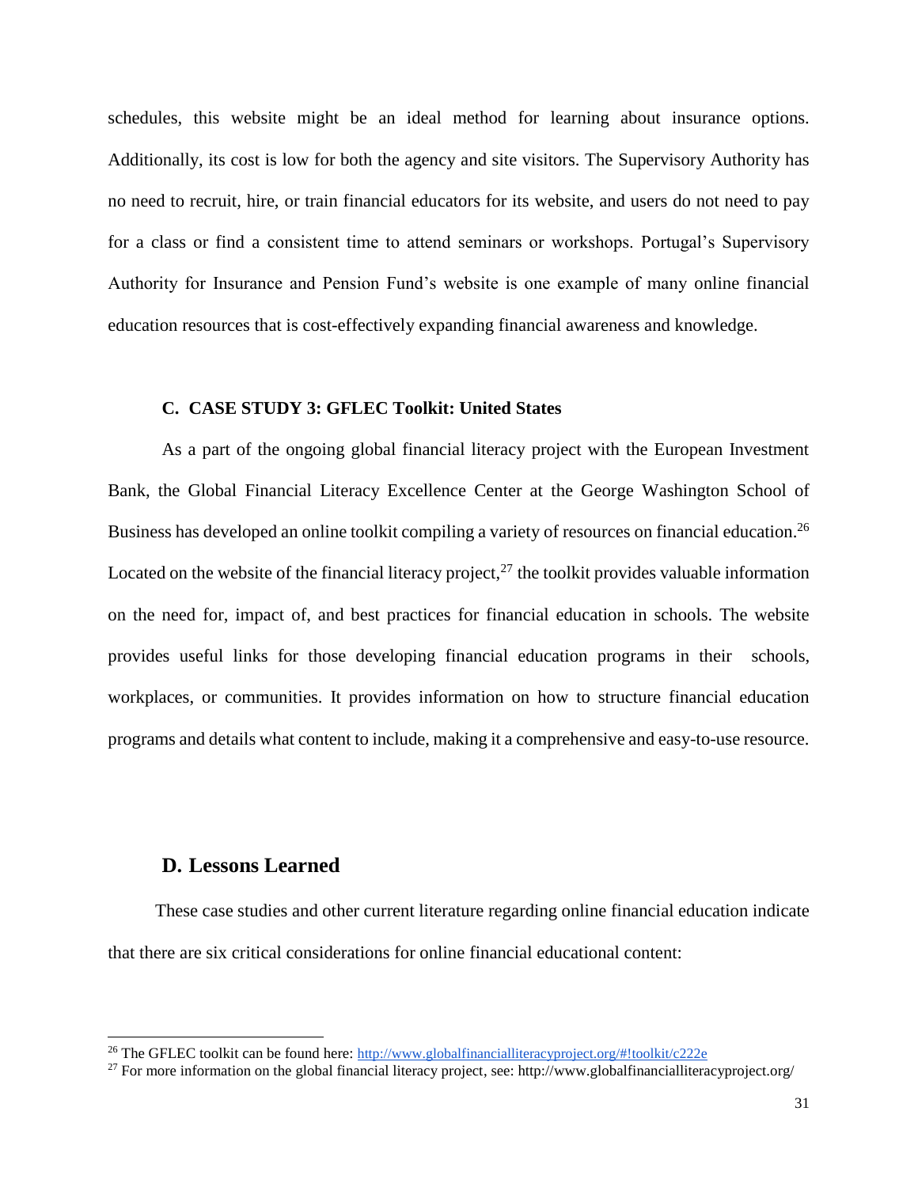schedules, this website might be an ideal method for learning about insurance options. Additionally, its cost is low for both the agency and site visitors. The Supervisory Authority has no need to recruit, hire, or train financial educators for its website, and users do not need to pay for a class or find a consistent time to attend seminars or workshops. Portugal's Supervisory Authority for Insurance and Pension Fund's website is one example of many online financial education resources that is cost-effectively expanding financial awareness and knowledge.

### C. CASE STUDY 3: GFLEC Toolkit: United States

As a part of the ongoing global financial literacy project with the European Investment Bank, the Global Financial Literacy Excellence Center at the George Washington School of Business has developed an online toolkit compiling a variety of resources on financial education.[26] Located on the website of the financial literacy project,[27] the toolkit provides valuable information on the need for, impact of, and best practices for financial education in schools. The website provides useful links for those developing financial education programs in their schools, workplaces, or communities. It provides information on how to structure financial education programs and details what content to include, making it a comprehensive and easy-to-use resource.

## D. Lessons Learned

These case studies and other current literature regarding online financial education indicate that there are six critical considerations for online financial educational content:

---

[26] The GFLEC toolkit can be found here: http://www.globalfinancialliteracyproject.org/#!toolkit/c222e

[27] For more information on the global financial literacy project, see: http://www.globalfinancialliteracyproject.org/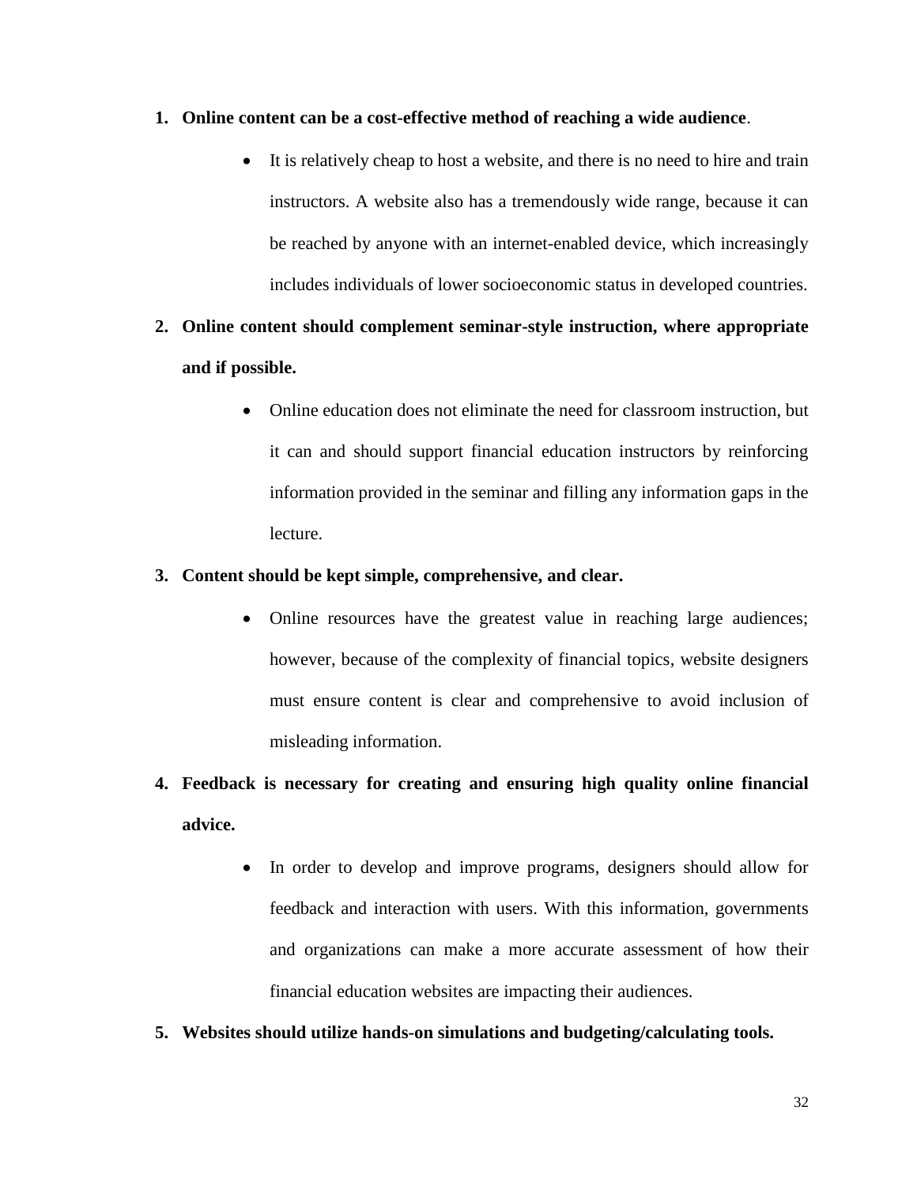1. **Online content can be a cost-effective method of reaching a wide audience**.
    - It is relatively cheap to host a website, and there is no need to hire and train instructors. A website also has a tremendously wide range, because it can be reached by anyone with an internet-enabled device, which increasingly includes individuals of lower socioeconomic status in developed countries.
2. **Online content should complement seminar-style instruction, where appropriate and if possible.**
    - Online education does not eliminate the need for classroom instruction, but it can and should support financial education instructors by reinforcing information provided in the seminar and filling any information gaps in the lecture.
3. **Content should be kept simple, comprehensive, and clear.**
    - Online resources have the greatest value in reaching large audiences; however, because of the complexity of financial topics, website designers must ensure content is clear and comprehensive to avoid inclusion of misleading information.
4. **Feedback is necessary for creating and ensuring high quality online financial advice.**
    - In order to develop and improve programs, designers should allow for feedback and interaction with users. With this information, governments and organizations can make a more accurate assessment of how their financial education websites are impacting their audiences.
5. **Websites should utilize hands-on simulations and budgeting/calculating tools.**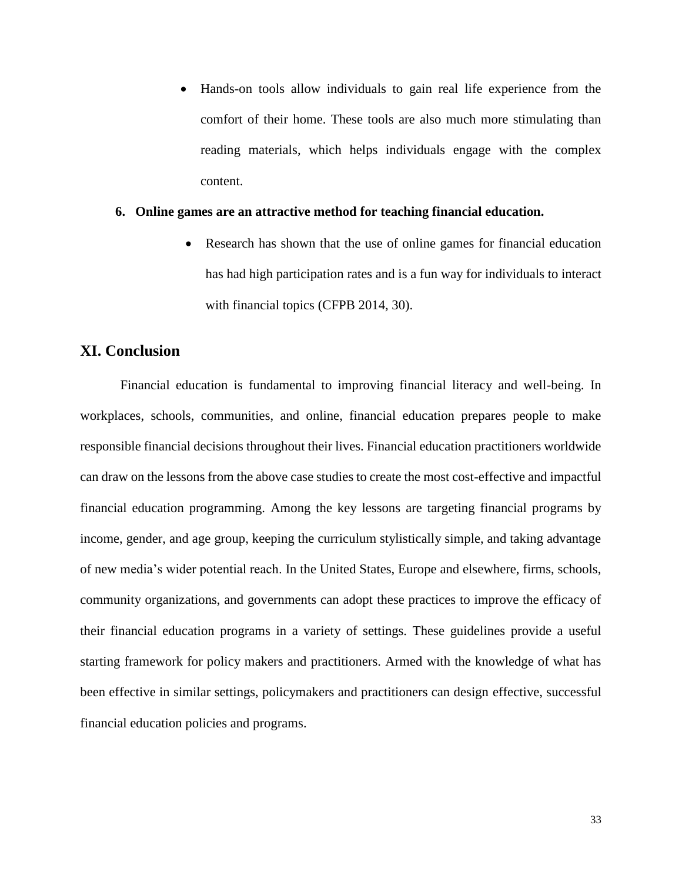- Hands-on tools allow individuals to gain real life experience from the comfort of their home. These tools are also much more stimulating than reading materials, which helps individuals engage with the complex content.

6. **Online games are an attractive method for teaching financial education.**

   - Research has shown that the use of online games for financial education has had high participation rates and is a fun way for individuals to interact with financial topics (CFPB 2014, 30).

## XI. Conclusion

Financial education is fundamental to improving financial literacy and well-being. In workplaces, schools, communities, and online, financial education prepares people to make responsible financial decisions throughout their lives. Financial education practitioners worldwide can draw on the lessons from the above case studies to create the most cost-effective and impactful financial education programming. Among the key lessons are targeting financial programs by income, gender, and age group, keeping the curriculum stylistically simple, and taking advantage of new media's wider potential reach. In the United States, Europe and elsewhere, firms, schools, community organizations, and governments can adopt these practices to improve the efficacy of their financial education programs in a variety of settings. These guidelines provide a useful starting framework for policy makers and practitioners. Armed with the knowledge of what has been effective in similar settings, policymakers and practitioners can design effective, successful financial education policies and programs.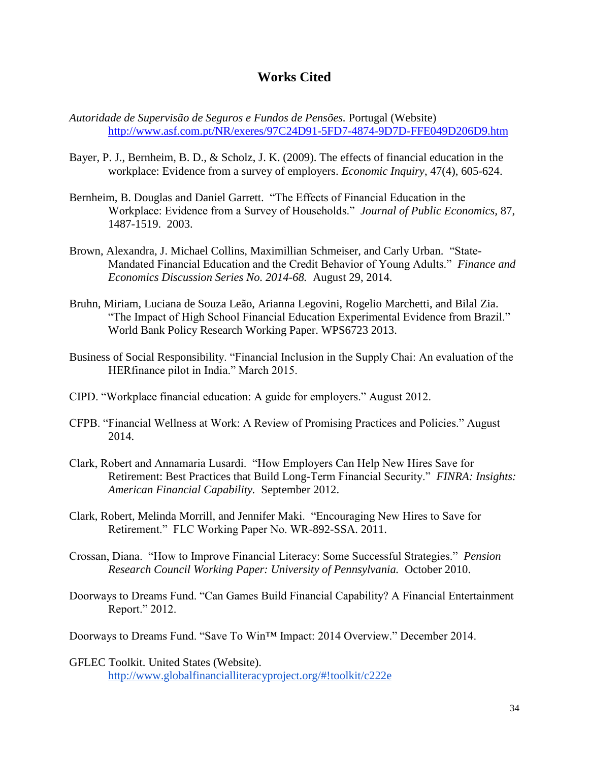# Works Cited

*Autoridade de Supervisão de Seguros e Fundos de Pensões.* Portugal (Website) http://www.asf.com.pt/NR/exeres/97C24D91-5FD7-4874-9D7D-FFE049D206D9.htm

Bayer, P. J., Bernheim, B. D., & Scholz, J. K. (2009). The effects of financial education in the workplace: Evidence from a survey of employers. *Economic Inquiry*, 47(4), 605-624.

Bernheim, B. Douglas and Daniel Garrett. "The Effects of Financial Education in the Workplace: Evidence from a Survey of Households." *Journal of Public Economics*, 87, 1487-1519. 2003.

Brown, Alexandra, J. Michael Collins, Maximillian Schmeiser, and Carly Urban. "State-Mandated Financial Education and the Credit Behavior of Young Adults." *Finance and Economics Discussion Series No. 2014-68.* August 29, 2014.

Bruhn, Miriam, Luciana de Souza Leão, Arianna Legovini, Rogelio Marchetti, and Bilal Zia. "The Impact of High School Financial Education Experimental Evidence from Brazil." World Bank Policy Research Working Paper. WPS6723 2013.

Business of Social Responsibility. "Financial Inclusion in the Supply Chai: An evaluation of the HERfinance pilot in India." March 2015.

CIPD. "Workplace financial education: A guide for employers." August 2012.

CFPB. "Financial Wellness at Work: A Review of Promising Practices and Policies." August 2014.

Clark, Robert and Annamaria Lusardi. "How Employers Can Help New Hires Save for Retirement: Best Practices that Build Long-Term Financial Security." *FINRA: Insights: American Financial Capability.* September 2012.

Clark, Robert, Melinda Morrill, and Jennifer Maki. "Encouraging New Hires to Save for Retirement." FLC Working Paper No. WR-892-SSA. 2011.

Crossan, Diana. "How to Improve Financial Literacy: Some Successful Strategies." *Pension Research Council Working Paper: University of Pennsylvania.* October 2010.

Doorways to Dreams Fund. "Can Games Build Financial Capability? A Financial Entertainment Report." 2012.

Doorways to Dreams Fund. "Save To Win™ Impact: 2014 Overview." December 2014.

GFLEC Toolkit. United States (Website). http://www.globalfinancialliteracyproject.org/#!toolkit/c222e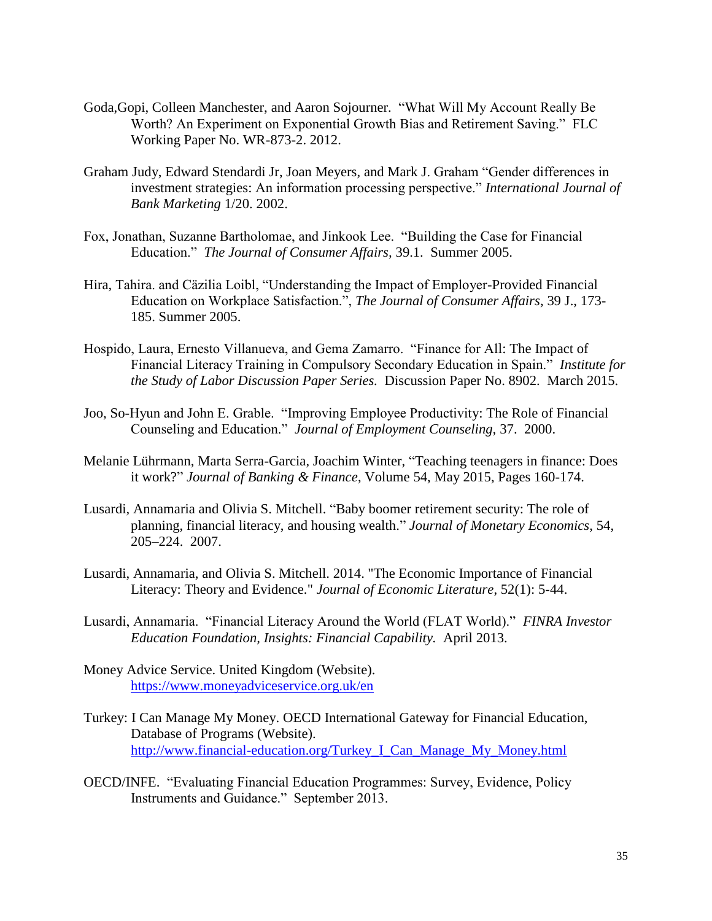Goda,Gopi, Colleen Manchester, and Aaron Sojourner. "What Will My Account Really Be Worth? An Experiment on Exponential Growth Bias and Retirement Saving." FLC Working Paper No. WR-873-2. 2012.

Graham Judy, Edward Stendardi Jr, Joan Meyers, and Mark J. Graham "Gender differences in investment strategies: An information processing perspective." *International Journal of Bank Marketing* 1/20. 2002.

Fox, Jonathan, Suzanne Bartholomae, and Jinkook Lee. "Building the Case for Financial Education." *The Journal of Consumer Affairs,* 39.1. Summer 2005.

Hira, Tahira. and Cäzilia Loibl, "Understanding the Impact of Employer-Provided Financial Education on Workplace Satisfaction.", *The Journal of Consumer Affairs*, 39 J., 173-185. Summer 2005.

Hospido, Laura, Ernesto Villanueva, and Gema Zamarro. "Finance for All: The Impact of Financial Literacy Training in Compulsory Secondary Education in Spain." *Institute for the Study of Labor Discussion Paper Series.* Discussion Paper No. 8902. March 2015.

Joo, So-Hyun and John E. Grable. "Improving Employee Productivity: The Role of Financial Counseling and Education." *Journal of Employment Counseling,* 37. 2000.

Melanie Lührmann, Marta Serra-Garcia, Joachim Winter, "Teaching teenagers in finance: Does it work?" *Journal of Banking & Finance*, Volume 54, May 2015, Pages 160-174.

Lusardi, Annamaria and Olivia S. Mitchell. "Baby boomer retirement security: The role of planning, financial literacy, and housing wealth." *Journal of Monetary Economics*, 54, 205–224. 2007.

Lusardi, Annamaria, and Olivia S. Mitchell. 2014. "The Economic Importance of Financial Literacy: Theory and Evidence." *Journal of Economic Literature*, 52(1): 5-44.

Lusardi, Annamaria. "Financial Literacy Around the World (FLAT World)." *FINRA Investor Education Foundation, Insights: Financial Capability.* April 2013.

Money Advice Service. United Kingdom (Website). https://www.moneyadviceservice.org.uk/en

Turkey: I Can Manage My Money. OECD International Gateway for Financial Education, Database of Programs (Website). http://www.financial-education.org/Turkey_I_Can_Manage_My_Money.html

OECD/INFE. "Evaluating Financial Education Programmes: Survey, Evidence, Policy Instruments and Guidance." September 2013.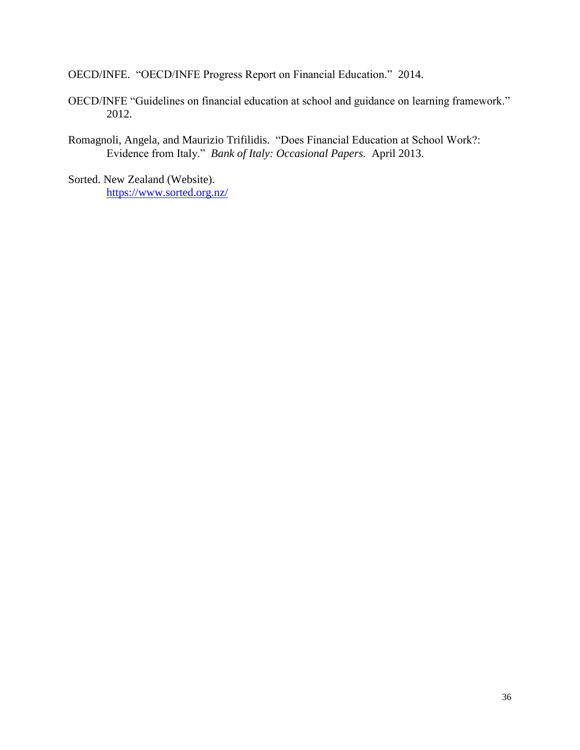OECD/INFE. "OECD/INFE Progress Report on Financial Education." 2014.

OECD/INFE "Guidelines on financial education at school and guidance on learning framework." 2012.

Romagnoli, Angela, and Maurizio Trifilidis. "Does Financial Education at School Work?: Evidence from Italy." *Bank of Italy: Occasional Papers.* April 2013.

Sorted. New Zealand (Website). https://www.sorted.org.nz/